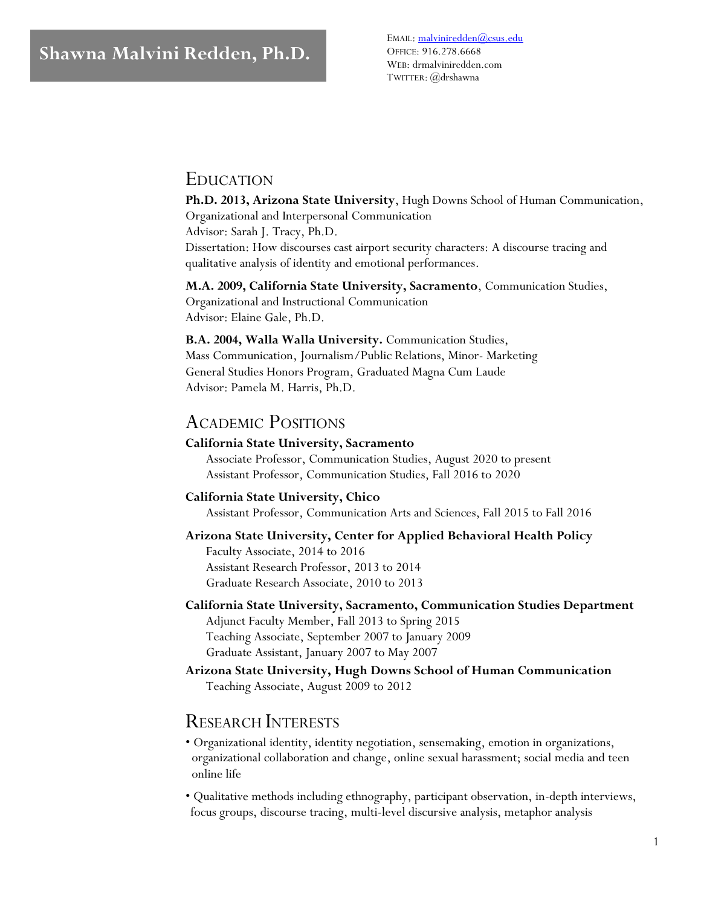# Shawna Malvini Redden, Ph.D.

EMAIL: malviniredden@csus.edu
OFFICE: 916.278.6668
WEB: drmalviniredden.com
TWITTER: @drshawna

## EDUCATION

**Ph.D. 2013, Arizona State University**, Hugh Downs School of Human Communication, Organizational and Interpersonal Communication
Advisor: Sarah J. Tracy, Ph.D.
Dissertation: How discourses cast airport security characters: A discourse tracing and qualitative analysis of identity and emotional performances.

**M.A. 2009, California State University, Sacramento**, Communication Studies, Organizational and Instructional Communication
Advisor: Elaine Gale, Ph.D.

**B.A. 2004, Walla Walla University.** Communication Studies, Mass Communication, Journalism/Public Relations, Minor- Marketing
General Studies Honors Program, Graduated Magna Cum Laude
Advisor: Pamela M. Harris, Ph.D.

## ACADEMIC POSITIONS

**California State University, Sacramento**
Associate Professor, Communication Studies, August 2020 to present
Assistant Professor, Communication Studies, Fall 2016 to 2020

**California State University, Chico**
Assistant Professor, Communication Arts and Sciences, Fall 2015 to Fall 2016

**Arizona State University, Center for Applied Behavioral Health Policy**
Faculty Associate, 2014 to 2016
Assistant Research Professor, 2013 to 2014
Graduate Research Associate, 2010 to 2013

**California State University, Sacramento, Communication Studies Department**
Adjunct Faculty Member, Fall 2013 to Spring 2015
Teaching Associate, September 2007 to January 2009
Graduate Assistant, January 2007 to May 2007

**Arizona State University, Hugh Downs School of Human Communication**
Teaching Associate, August 2009 to 2012

## RESEARCH INTERESTS

- Organizational identity, identity negotiation, sensemaking, emotion in organizations, organizational collaboration and change, online sexual harassment; social media and teen online life
- Qualitative methods including ethnography, participant observation, in-depth interviews, focus groups, discourse tracing, multi-level discursive analysis, metaphor analysis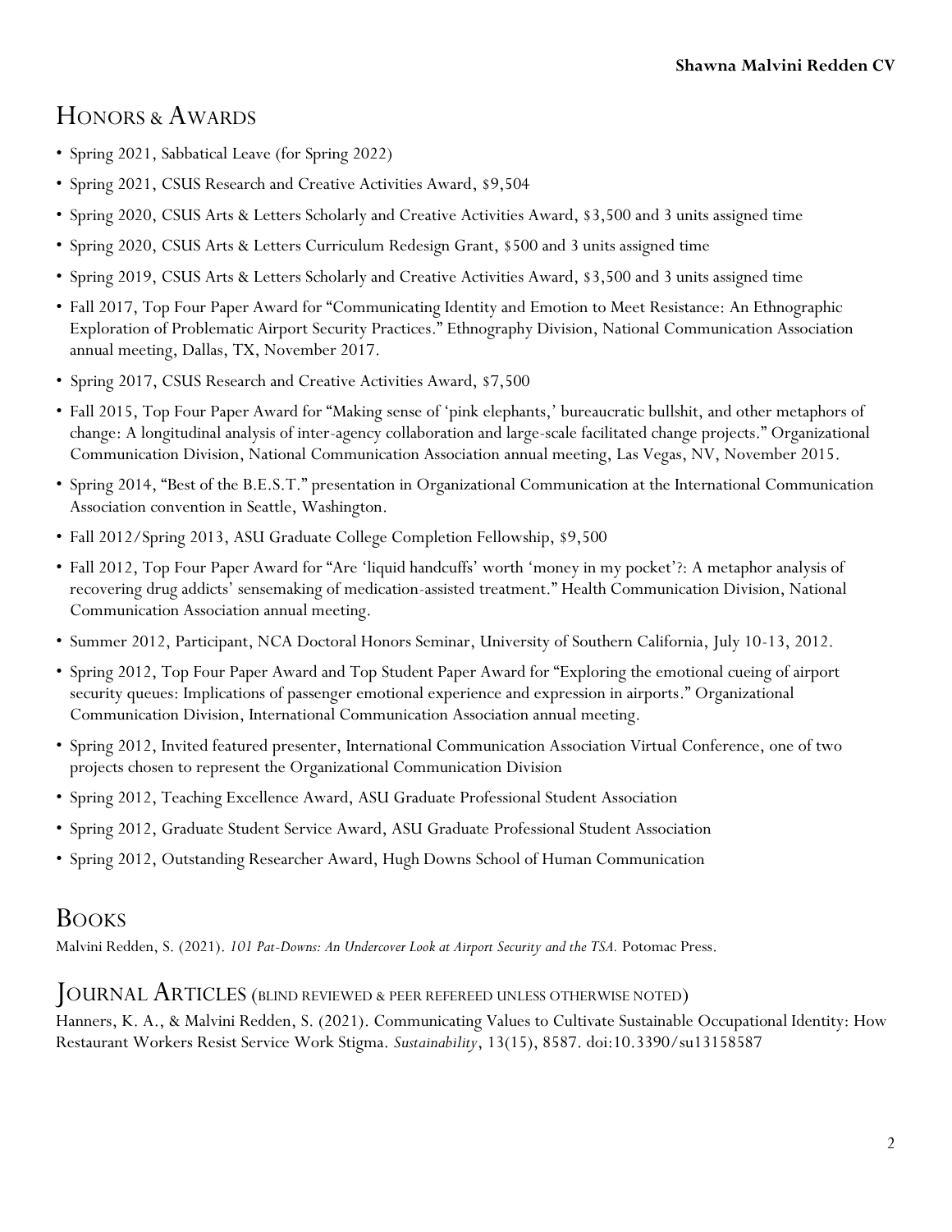## Honors & Awards

- Spring 2021, Sabbatical Leave (for Spring 2022)
- Spring 2021, CSUS Research and Creative Activities Award, $9,504
- Spring 2020, CSUS Arts & Letters Scholarly and Creative Activities Award, $3,500 and 3 units assigned time
- Spring 2020, CSUS Arts & Letters Curriculum Redesign Grant, $500 and 3 units assigned time
- Spring 2019, CSUS Arts & Letters Scholarly and Creative Activities Award, $3,500 and 3 units assigned time
- Fall 2017, Top Four Paper Award for "Communicating Identity and Emotion to Meet Resistance: An Ethnographic Exploration of Problematic Airport Security Practices." Ethnography Division, National Communication Association annual meeting, Dallas, TX, November 2017.
- Spring 2017, CSUS Research and Creative Activities Award, $7,500
- Fall 2015, Top Four Paper Award for "Making sense of 'pink elephants,' bureaucratic bullshit, and other metaphors of change: A longitudinal analysis of inter-agency collaboration and large-scale facilitated change projects." Organizational Communication Division, National Communication Association annual meeting, Las Vegas, NV, November 2015.
- Spring 2014, "Best of the B.E.S.T." presentation in Organizational Communication at the International Communication Association convention in Seattle, Washington.
- Fall 2012/Spring 2013, ASU Graduate College Completion Fellowship, $9,500
- Fall 2012, Top Four Paper Award for "Are 'liquid handcuffs' worth 'money in my pocket'?: A metaphor analysis of recovering drug addicts' sensemaking of medication-assisted treatment." Health Communication Division, National Communication Association annual meeting.
- Summer 2012, Participant, NCA Doctoral Honors Seminar, University of Southern California, July 10-13, 2012.
- Spring 2012, Top Four Paper Award and Top Student Paper Award for "Exploring the emotional cueing of airport security queues: Implications of passenger emotional experience and expression in airports." Organizational Communication Division, International Communication Association annual meeting.
- Spring 2012, Invited featured presenter, International Communication Association Virtual Conference, one of two projects chosen to represent the Organizational Communication Division
- Spring 2012, Teaching Excellence Award, ASU Graduate Professional Student Association
- Spring 2012, Graduate Student Service Award, ASU Graduate Professional Student Association
- Spring 2012, Outstanding Researcher Award, Hugh Downs School of Human Communication

## Books

Malvini Redden, S. (2021). *101 Pat-Downs: An Undercover Look at Airport Security and the TSA.* Potomac Press.

## Journal Articles (blind reviewed & peer refereed unless otherwise noted)

Hanners, K. A., & Malvini Redden, S. (2021). Communicating Values to Cultivate Sustainable Occupational Identity: How Restaurant Workers Resist Service Work Stigma. *Sustainability*, 13(15), 8587. doi:10.3390/su13158587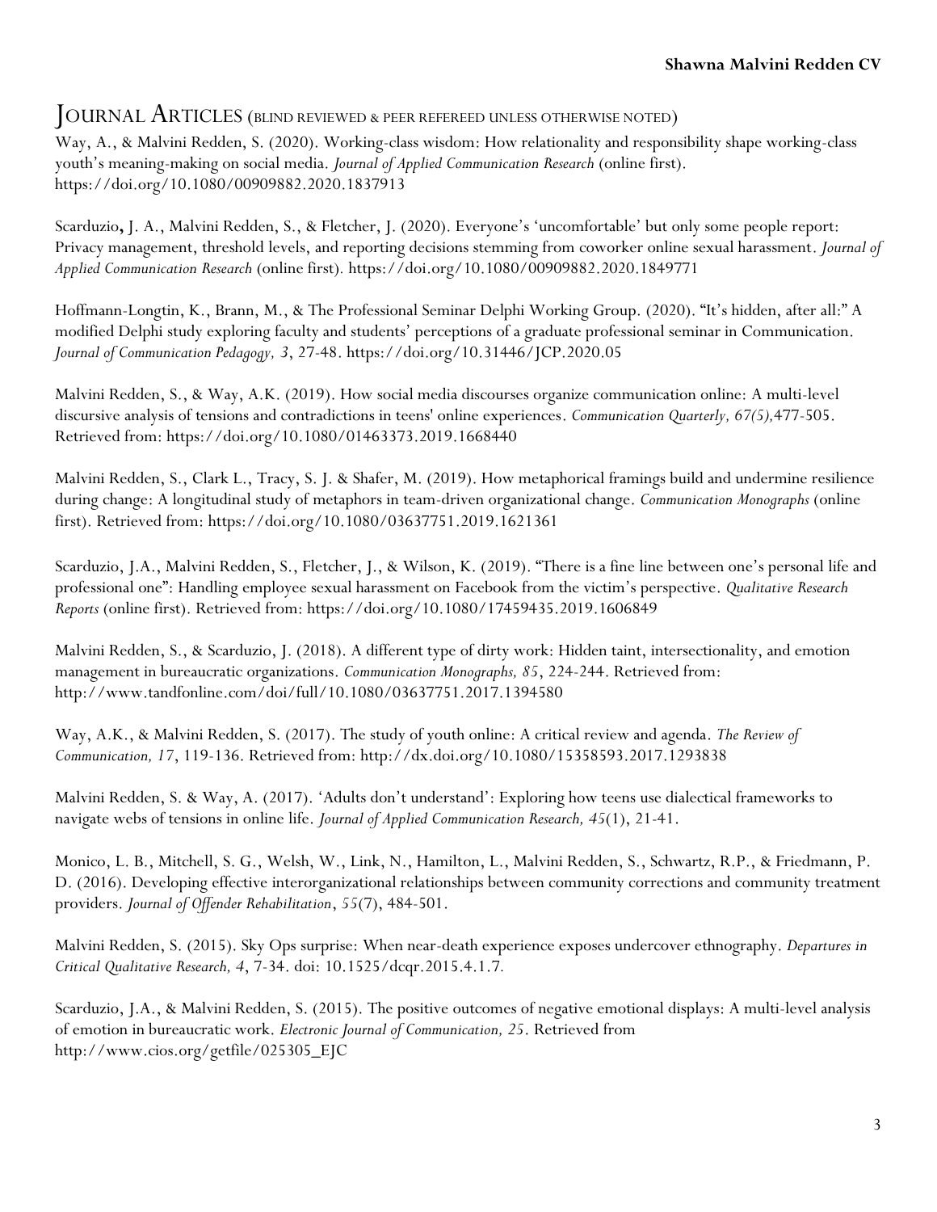# Journal Articles (blind reviewed & peer refereed unless otherwise noted)

Way, A., & Malvini Redden, S. (2020). Working-class wisdom: How relationality and responsibility shape working-class youth's meaning-making on social media. *Journal of Applied Communication Research* (online first). https://doi.org/10.1080/00909882.2020.1837913

Scarduzio, J. A., Malvini Redden, S., & Fletcher, J. (2020). Everyone's 'uncomfortable' but only some people report: Privacy management, threshold levels, and reporting decisions stemming from coworker online sexual harassment. *Journal of Applied Communication Research* (online first). https://doi.org/10.1080/00909882.2020.1849771

Hoffmann-Longtin, K., Brann, M., & The Professional Seminar Delphi Working Group. (2020). "It's hidden, after all:" A modified Delphi study exploring faculty and students' perceptions of a graduate professional seminar in Communication. *Journal of Communication Pedagogy, 3*, 27-48. https://doi.org/10.31446/JCP.2020.05

Malvini Redden, S., & Way, A.K. (2019). How social media discourses organize communication online: A multi-level discursive analysis of tensions and contradictions in teens' online experiences. *Communication Quarterly, 67(5),*477-505. Retrieved from: https://doi.org/10.1080/01463373.2019.1668440

Malvini Redden, S., Clark L., Tracy, S. J. & Shafer, M. (2019). How metaphorical framings build and undermine resilience during change: A longitudinal study of metaphors in team-driven organizational change. *Communication Monographs* (online first). Retrieved from: https://doi.org/10.1080/03637751.2019.1621361

Scarduzio, J.A., Malvini Redden, S., Fletcher, J., & Wilson, K. (2019). "There is a fine line between one's personal life and professional one": Handling employee sexual harassment on Facebook from the victim's perspective. *Qualitative Research Reports* (online first). Retrieved from: https://doi.org/10.1080/17459435.2019.1606849

Malvini Redden, S., & Scarduzio, J. (2018). A different type of dirty work: Hidden taint, intersectionality, and emotion management in bureaucratic organizations. *Communication Monographs, 85*, 224-244. Retrieved from: http://www.tandfonline.com/doi/full/10.1080/03637751.2017.1394580

Way, A.K., & Malvini Redden, S. (2017). The study of youth online: A critical review and agenda. *The Review of Communication, 17*, 119-136. Retrieved from: http://dx.doi.org/10.1080/15358593.2017.1293838

Malvini Redden, S. & Way, A. (2017). 'Adults don't understand': Exploring how teens use dialectical frameworks to navigate webs of tensions in online life. *Journal of Applied Communication Research, 45*(1), 21-41.

Monico, L. B., Mitchell, S. G., Welsh, W., Link, N., Hamilton, L., Malvini Redden, S., Schwartz, R.P., & Friedmann, P. D. (2016). Developing effective interorganizational relationships between community corrections and community treatment providers. *Journal of Offender Rehabilitation*, *55*(7), 484-501.

Malvini Redden, S. (2015). Sky Ops surprise: When near-death experience exposes undercover ethnography. *Departures in Critical Qualitative Research, 4*, 7-34. doi: 10.1525/dcqr.2015.4.1.7.

Scarduzio, J.A., & Malvini Redden, S. (2015). The positive outcomes of negative emotional displays: A multi-level analysis of emotion in bureaucratic work. *Electronic Journal of Communication, 25*. Retrieved from http://www.cios.org/getfile/025305_EJC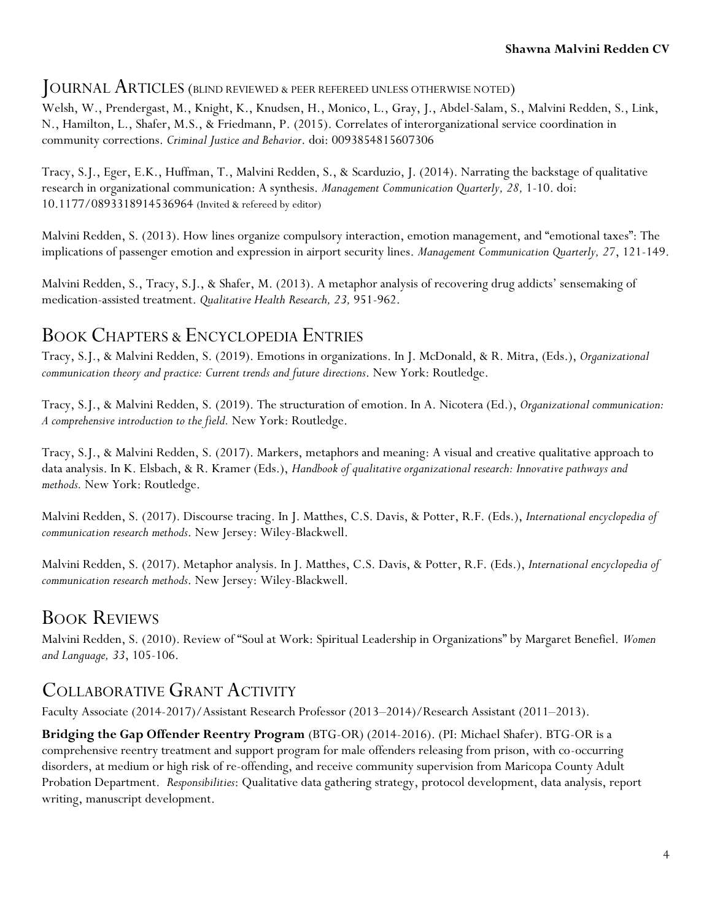## Journal Articles (blind reviewed & peer refereed unless otherwise noted)

Welsh, W., Prendergast, M., Knight, K., Knudsen, H., Monico, L., Gray, J., Abdel-Salam, S., Malvini Redden, S., Link, N., Hamilton, L., Shafer, M.S., & Friedmann, P. (2015). Correlates of interorganizational service coordination in community corrections. *Criminal Justice and Behavior*. doi: 0093854815607306

Tracy, S.J., Eger, E.K., Huffman, T., Malvini Redden, S., & Scarduzio, J. (2014). Narrating the backstage of qualitative research in organizational communication: A synthesis. *Management Communication Quarterly, 28,* 1-10. doi: 10.1177/0893318914536964 (Invited & refereed by editor)

Malvini Redden, S. (2013). How lines organize compulsory interaction, emotion management, and "emotional taxes": The implications of passenger emotion and expression in airport security lines. *Management Communication Quarterly, 27*, 121-149.

Malvini Redden, S., Tracy, S.J., & Shafer, M. (2013). A metaphor analysis of recovering drug addicts' sensemaking of medication-assisted treatment. *Qualitative Health Research, 23,* 951-962.

## Book Chapters & Encyclopedia Entries

Tracy, S.J., & Malvini Redden, S. (2019). Emotions in organizations. In J. McDonald, & R. Mitra, (Eds.), *Organizational communication theory and practice: Current trends and future directions*. New York: Routledge.

Tracy, S.J., & Malvini Redden, S. (2019). The structuration of emotion. In A. Nicotera (Ed.), *Organizational communication: A comprehensive introduction to the field.* New York: Routledge.

Tracy, S.J., & Malvini Redden, S. (2017). Markers, metaphors and meaning: A visual and creative qualitative approach to data analysis. In K. Elsbach, & R. Kramer (Eds.), *Handbook of qualitative organizational research: Innovative pathways and methods.* New York: Routledge.

Malvini Redden, S. (2017). Discourse tracing. In J. Matthes, C.S. Davis, & Potter, R.F. (Eds.), *International encyclopedia of communication research methods*. New Jersey: Wiley-Blackwell.

Malvini Redden, S. (2017). Metaphor analysis. In J. Matthes, C.S. Davis, & Potter, R.F. (Eds.), *International encyclopedia of communication research methods*. New Jersey: Wiley-Blackwell.

## Book Reviews

Malvini Redden, S. (2010). Review of "Soul at Work: Spiritual Leadership in Organizations" by Margaret Benefiel. *Women and Language, 33*, 105-106.

## Collaborative Grant Activity

Faculty Associate (2014-2017)/Assistant Research Professor (2013–2014)/Research Assistant (2011–2013).

**Bridging the Gap Offender Reentry Program** (BTG-OR) (2014-2016). (PI: Michael Shafer). BTG-OR is a comprehensive reentry treatment and support program for male offenders releasing from prison, with co-occurring disorders, at medium or high risk of re-offending, and receive community supervision from Maricopa County Adult Probation Department. *Responsibilities*: Qualitative data gathering strategy, protocol development, data analysis, report writing, manuscript development.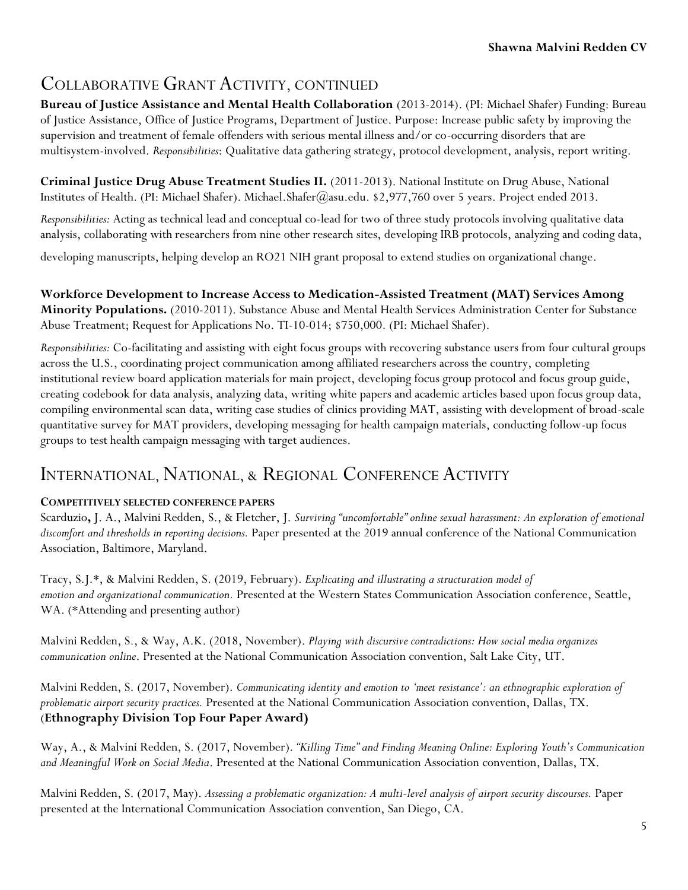## Collaborative Grant Activity, continued

**Bureau of Justice Assistance and Mental Health Collaboration** (2013-2014). (PI: Michael Shafer) Funding: Bureau of Justice Assistance, Office of Justice Programs, Department of Justice. Purpose: Increase public safety by improving the supervision and treatment of female offenders with serious mental illness and/or co-occurring disorders that are multisystem-involved. *Responsibilities*: Qualitative data gathering strategy, protocol development, analysis, report writing.

**Criminal Justice Drug Abuse Treatment Studies II.** (2011-2013). National Institute on Drug Abuse, National Institutes of Health. (PI: Michael Shafer). Michael.Shafer@asu.edu. $2,977,760 over 5 years. Project ended 2013.

*Responsibilities:* Acting as technical lead and conceptual co-lead for two of three study protocols involving qualitative data analysis, collaborating with researchers from nine other research sites, developing IRB protocols, analyzing and coding data, developing manuscripts, helping develop an RO21 NIH grant proposal to extend studies on organizational change.

**Workforce Development to Increase Access to Medication-Assisted Treatment (MAT) Services Among Minority Populations.** (2010-2011). Substance Abuse and Mental Health Services Administration Center for Substance Abuse Treatment; Request for Applications No. TI-10-014; $750,000. (PI: Michael Shafer).

*Responsibilities:* Co-facilitating and assisting with eight focus groups with recovering substance users from four cultural groups across the U.S., coordinating project communication among affiliated researchers across the country, completing institutional review board application materials for main project, developing focus group protocol and focus group guide, creating codebook for data analysis, analyzing data, writing white papers and academic articles based upon focus group data, compiling environmental scan data, writing case studies of clinics providing MAT, assisting with development of broad-scale quantitative survey for MAT providers, developing messaging for health campaign materials, conducting follow-up focus groups to test health campaign messaging with target audiences.

## International, National, & Regional Conference Activity

**COMPETITIVELY SELECTED CONFERENCE PAPERS**

Scarduzio**,** J. A., Malvini Redden, S., & Fletcher, J. *Surviving "uncomfortable" online sexual harassment: An exploration of emotional discomfort and thresholds in reporting decisions.* Paper presented at the 2019 annual conference of the National Communication Association, Baltimore, Maryland.

Tracy, S.J.*, & Malvini Redden, S. (2019, February). *Explicating and illustrating a structuration model of emotion and organizational communication.* Presented at the Western States Communication Association conference, Seattle, WA. (*Attending and presenting author)

Malvini Redden, S., & Way, A.K. (2018, November). *Playing with discursive contradictions: How social media organizes communication online*. Presented at the National Communication Association convention, Salt Lake City, UT.

Malvini Redden, S. (2017, November). *Communicating identity and emotion to 'meet resistance': an ethnographic exploration of problematic airport security practices.* Presented at the National Communication Association convention, Dallas, TX. (**Ethnography Division Top Four Paper Award)**

Way, A., & Malvini Redden, S. (2017, November). *"Killing Time" and Finding Meaning Online: Exploring Youth's Communication and Meaningful Work on Social Media*. Presented at the National Communication Association convention, Dallas, TX.

Malvini Redden, S. (2017, May). *Assessing a problematic organization: A multi-level analysis of airport security discourses.* Paper presented at the International Communication Association convention, San Diego, CA.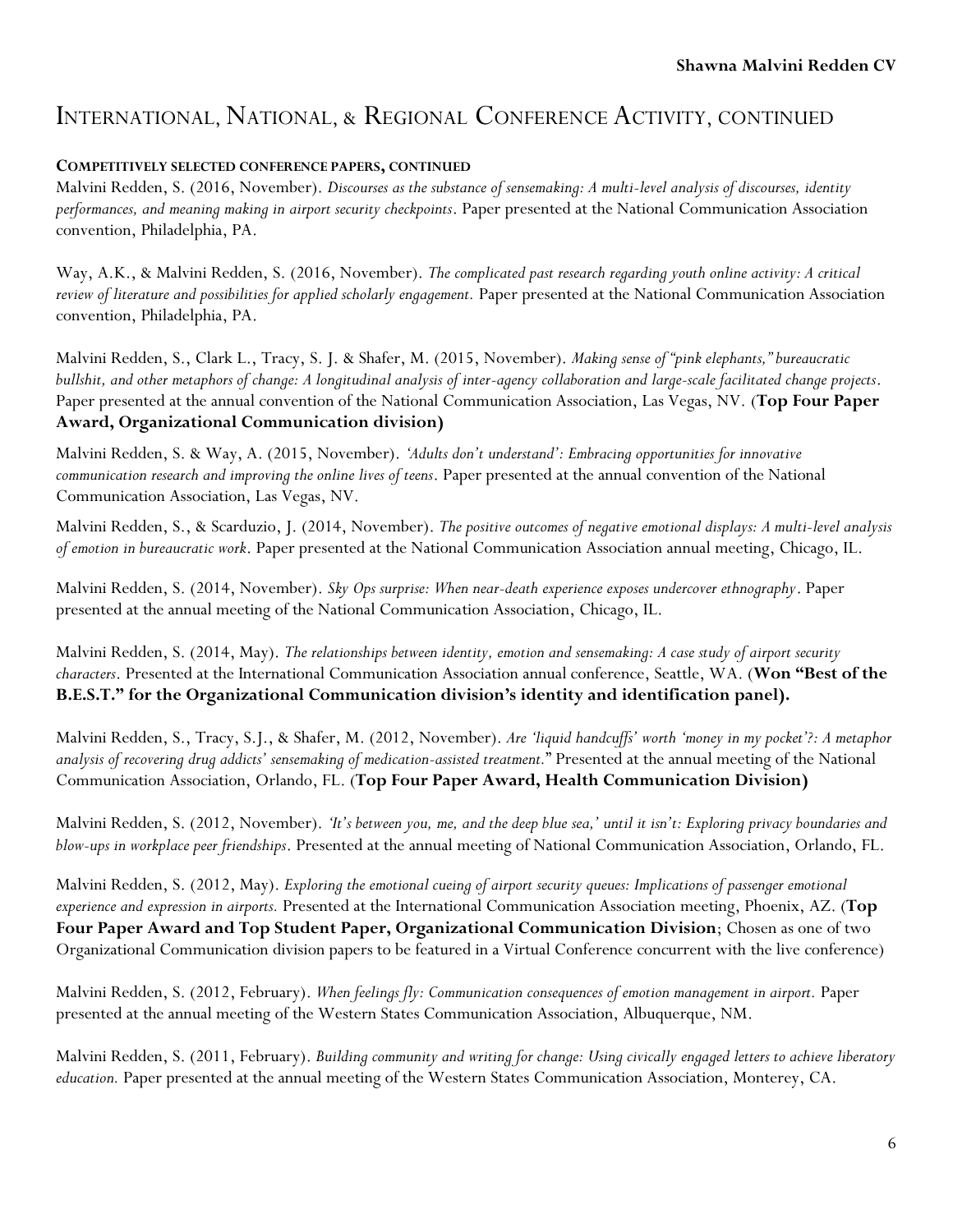# International, National, & Regional Conference Activity, continued

**Competitively selected conference papers, continued**

Malvini Redden, S. (2016, November). *Discourses as the substance of sensemaking: A multi-level analysis of discourses, identity performances, and meaning making in airport security checkpoints*. Paper presented at the National Communication Association convention, Philadelphia, PA.

Way, A.K., & Malvini Redden, S. (2016, November). *The complicated past research regarding youth online activity: A critical review of literature and possibilities for applied scholarly engagement.* Paper presented at the National Communication Association convention, Philadelphia, PA.

Malvini Redden, S., Clark L., Tracy, S. J. & Shafer, M. (2015, November). *Making sense of "pink elephants," bureaucratic bullshit, and other metaphors of change: A longitudinal analysis of inter-agency collaboration and large-scale facilitated change projects*. Paper presented at the annual convention of the National Communication Association, Las Vegas, NV. (**Top Four Paper Award, Organizational Communication division)**

Malvini Redden, S. & Way, A. (2015, November). *'Adults don't understand': Embracing opportunities for innovative communication research and improving the online lives of teens*. Paper presented at the annual convention of the National Communication Association, Las Vegas, NV.

Malvini Redden, S., & Scarduzio, J. (2014, November). *The positive outcomes of negative emotional displays: A multi-level analysis of emotion in bureaucratic work*. Paper presented at the National Communication Association annual meeting, Chicago, IL.

Malvini Redden, S. (2014, November). *Sky Ops surprise: When near-death experience exposes undercover ethnography*. Paper presented at the annual meeting of the National Communication Association, Chicago, IL.

Malvini Redden, S. (2014, May). *The relationships between identity, emotion and sensemaking: A case study of airport security characters*. Presented at the International Communication Association annual conference, Seattle, WA. (**Won "Best of the B.E.S.T." for the Organizational Communication division's identity and identification panel).**

Malvini Redden, S., Tracy, S.J., & Shafer, M. (2012, November). *Are 'liquid handcuffs' worth 'money in my pocket'?: A metaphor analysis of recovering drug addicts' sensemaking of medication-assisted treatment.*" Presented at the annual meeting of the National Communication Association, Orlando, FL. (**Top Four Paper Award, Health Communication Division)**

Malvini Redden, S. (2012, November). *'It's between you, me, and the deep blue sea,' until it isn't: Exploring privacy boundaries and blow-ups in workplace peer friendships*. Presented at the annual meeting of National Communication Association, Orlando, FL.

Malvini Redden, S. (2012, May). *Exploring the emotional cueing of airport security queues: Implications of passenger emotional experience and expression in airports.* Presented at the International Communication Association meeting, Phoenix, AZ. (**Top Four Paper Award and Top Student Paper, Organizational Communication Division**; Chosen as one of two Organizational Communication division papers to be featured in a Virtual Conference concurrent with the live conference)

Malvini Redden, S. (2012, February). *When feelings fly: Communication consequences of emotion management in airport.* Paper presented at the annual meeting of the Western States Communication Association, Albuquerque, NM.

Malvini Redden, S. (2011, February). *Building community and writing for change: Using civically engaged letters to achieve liberatory education.* Paper presented at the annual meeting of the Western States Communication Association, Monterey, CA.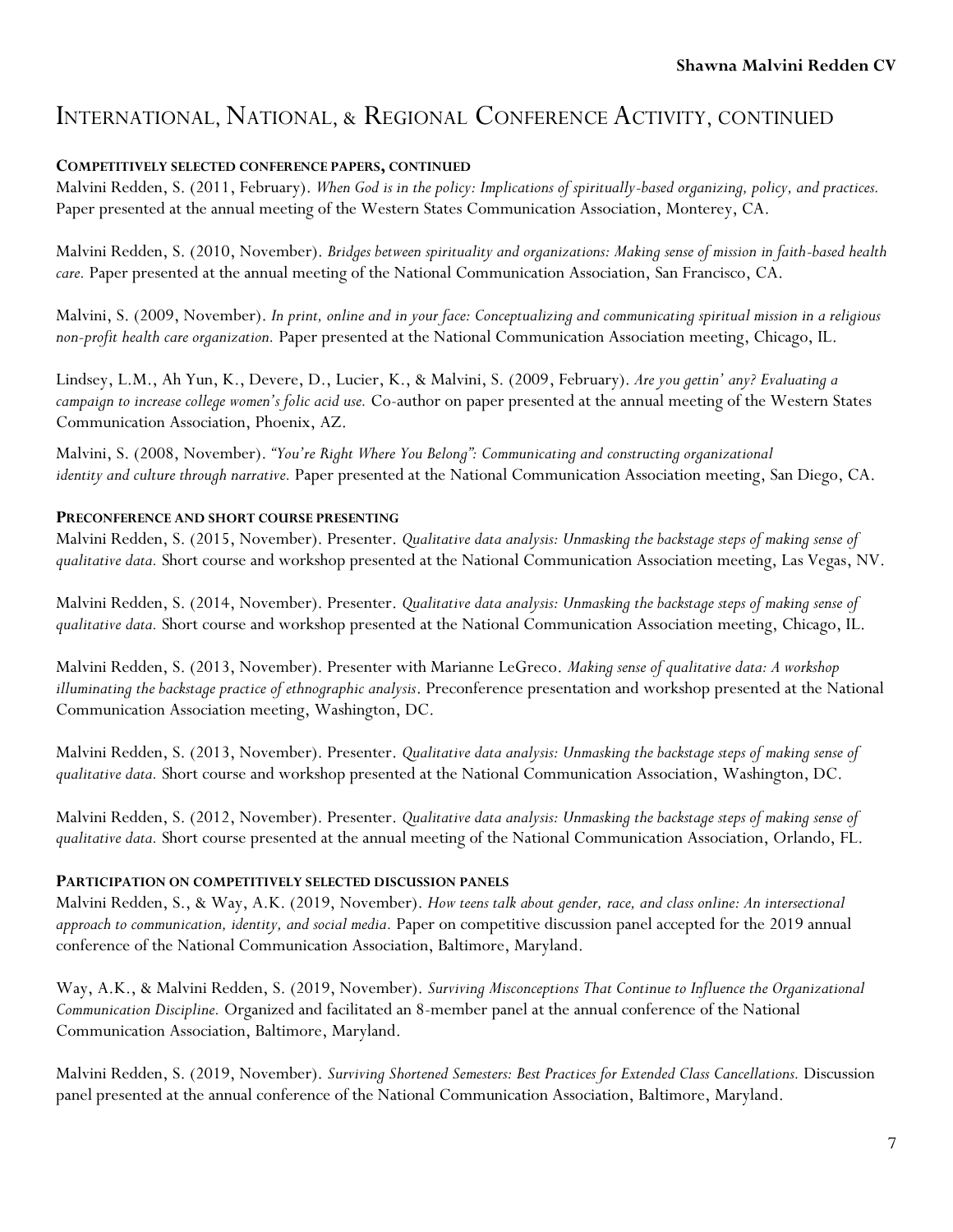## International, National, & Regional Conference Activity, continued

### Competitively selected conference papers, continued

Malvini Redden, S. (2011, February). *When God is in the policy: Implications of spiritually-based organizing, policy, and practices.* Paper presented at the annual meeting of the Western States Communication Association, Monterey, CA.

Malvini Redden, S. (2010, November). *Bridges between spirituality and organizations: Making sense of mission in faith-based health care.* Paper presented at the annual meeting of the National Communication Association, San Francisco, CA.

Malvini, S. (2009, November). *In print, online and in your face: Conceptualizing and communicating spiritual mission in a religious non-profit health care organization.* Paper presented at the National Communication Association meeting, Chicago, IL.

Lindsey, L.M., Ah Yun, K., Devere, D., Lucier, K., & Malvini, S. (2009, February). *Are you gettin' any? Evaluating a campaign to increase college women's folic acid use.* Co-author on paper presented at the annual meeting of the Western States Communication Association, Phoenix, AZ.

Malvini, S. (2008, November). *"You're Right Where You Belong": Communicating and constructing organizational identity and culture through narrative.* Paper presented at the National Communication Association meeting, San Diego, CA.

### Preconference and short course presenting

Malvini Redden, S. (2015, November). Presenter. *Qualitative data analysis: Unmasking the backstage steps of making sense of qualitative data.* Short course and workshop presented at the National Communication Association meeting, Las Vegas, NV.

Malvini Redden, S. (2014, November). Presenter. *Qualitative data analysis: Unmasking the backstage steps of making sense of qualitative data.* Short course and workshop presented at the National Communication Association meeting, Chicago, IL.

Malvini Redden, S. (2013, November). Presenter with Marianne LeGreco. *Making sense of qualitative data: A workshop illuminating the backstage practice of ethnographic analysis*. Preconference presentation and workshop presented at the National Communication Association meeting, Washington, DC.

Malvini Redden, S. (2013, November). Presenter. *Qualitative data analysis: Unmasking the backstage steps of making sense of qualitative data.* Short course and workshop presented at the National Communication Association, Washington, DC.

Malvini Redden, S. (2012, November). Presenter. *Qualitative data analysis: Unmasking the backstage steps of making sense of qualitative data.* Short course presented at the annual meeting of the National Communication Association, Orlando, FL.

### Participation on competitively selected discussion panels

Malvini Redden, S., & Way, A.K. (2019, November). *How teens talk about gender, race, and class online: An intersectional approach to communication, identity, and social media.* Paper on competitive discussion panel accepted for the 2019 annual conference of the National Communication Association, Baltimore, Maryland.

Way, A.K., & Malvini Redden, S. (2019, November). *Surviving Misconceptions That Continue to Influence the Organizational Communication Discipline.* Organized and facilitated an 8-member panel at the annual conference of the National Communication Association, Baltimore, Maryland.

Malvini Redden, S. (2019, November). *Surviving Shortened Semesters: Best Practices for Extended Class Cancellations.* Discussion panel presented at the annual conference of the National Communication Association, Baltimore, Maryland.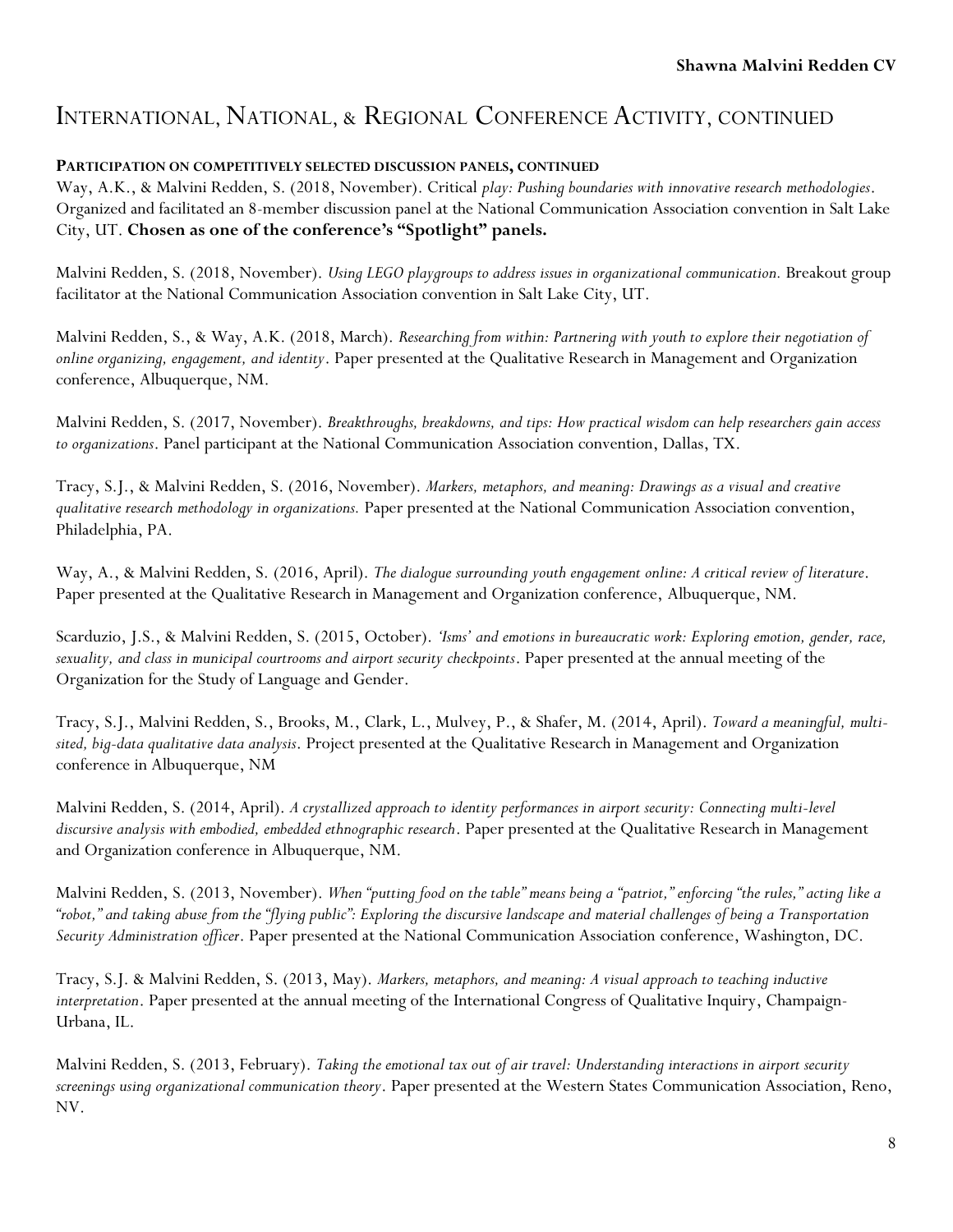## International, National, & Regional Conference Activity, continued

**Participation on competitively selected discussion panels, continued**

Way, A.K., & Malvini Redden, S. (2018, November). Critical *play: Pushing boundaries with innovative research methodologies*. Organized and facilitated an 8-member discussion panel at the National Communication Association convention in Salt Lake City, UT. **Chosen as one of the conference's "Spotlight" panels.**

Malvini Redden, S. (2018, November). *Using LEGO playgroups to address issues in organizational communication.* Breakout group facilitator at the National Communication Association convention in Salt Lake City, UT.

Malvini Redden, S., & Way, A.K. (2018, March). *Researching from within: Partnering with youth to explore their negotiation of online organizing, engagement, and identity*. Paper presented at the Qualitative Research in Management and Organization conference, Albuquerque, NM.

Malvini Redden, S. (2017, November). *Breakthroughs, breakdowns, and tips: How practical wisdom can help researchers gain access to organizations*. Panel participant at the National Communication Association convention, Dallas, TX.

Tracy, S.J., & Malvini Redden, S. (2016, November). *Markers, metaphors, and meaning: Drawings as a visual and creative qualitative research methodology in organizations.* Paper presented at the National Communication Association convention, Philadelphia, PA.

Way, A., & Malvini Redden, S. (2016, April). *The dialogue surrounding youth engagement online: A critical review of literature*. Paper presented at the Qualitative Research in Management and Organization conference, Albuquerque, NM.

Scarduzio, J.S., & Malvini Redden, S. (2015, October). *'Isms' and emotions in bureaucratic work: Exploring emotion, gender, race, sexuality, and class in municipal courtrooms and airport security checkpoints*. Paper presented at the annual meeting of the Organization for the Study of Language and Gender.

Tracy, S.J., Malvini Redden, S., Brooks, M., Clark, L., Mulvey, P., & Shafer, M. (2014, April). *Toward a meaningful, multi-sited, big-data qualitative data analysis*. Project presented at the Qualitative Research in Management and Organization conference in Albuquerque, NM

Malvini Redden, S. (2014, April). *A crystallized approach to identity performances in airport security: Connecting multi-level discursive analysis with embodied, embedded ethnographic research*. Paper presented at the Qualitative Research in Management and Organization conference in Albuquerque, NM.

Malvini Redden, S. (2013, November). *When "putting food on the table" means being a "patriot," enforcing "the rules," acting like a "robot," and taking abuse from the "flying public": Exploring the discursive landscape and material challenges of being a Transportation Security Administration officer*. Paper presented at the National Communication Association conference, Washington, DC.

Tracy, S.J. & Malvini Redden, S. (2013, May). *Markers, metaphors, and meaning: A visual approach to teaching inductive interpretation*. Paper presented at the annual meeting of the International Congress of Qualitative Inquiry, Champaign-Urbana, IL.

Malvini Redden, S. (2013, February). *Taking the emotional tax out of air travel: Understanding interactions in airport security screenings using organizational communication theory*. Paper presented at the Western States Communication Association, Reno, NV.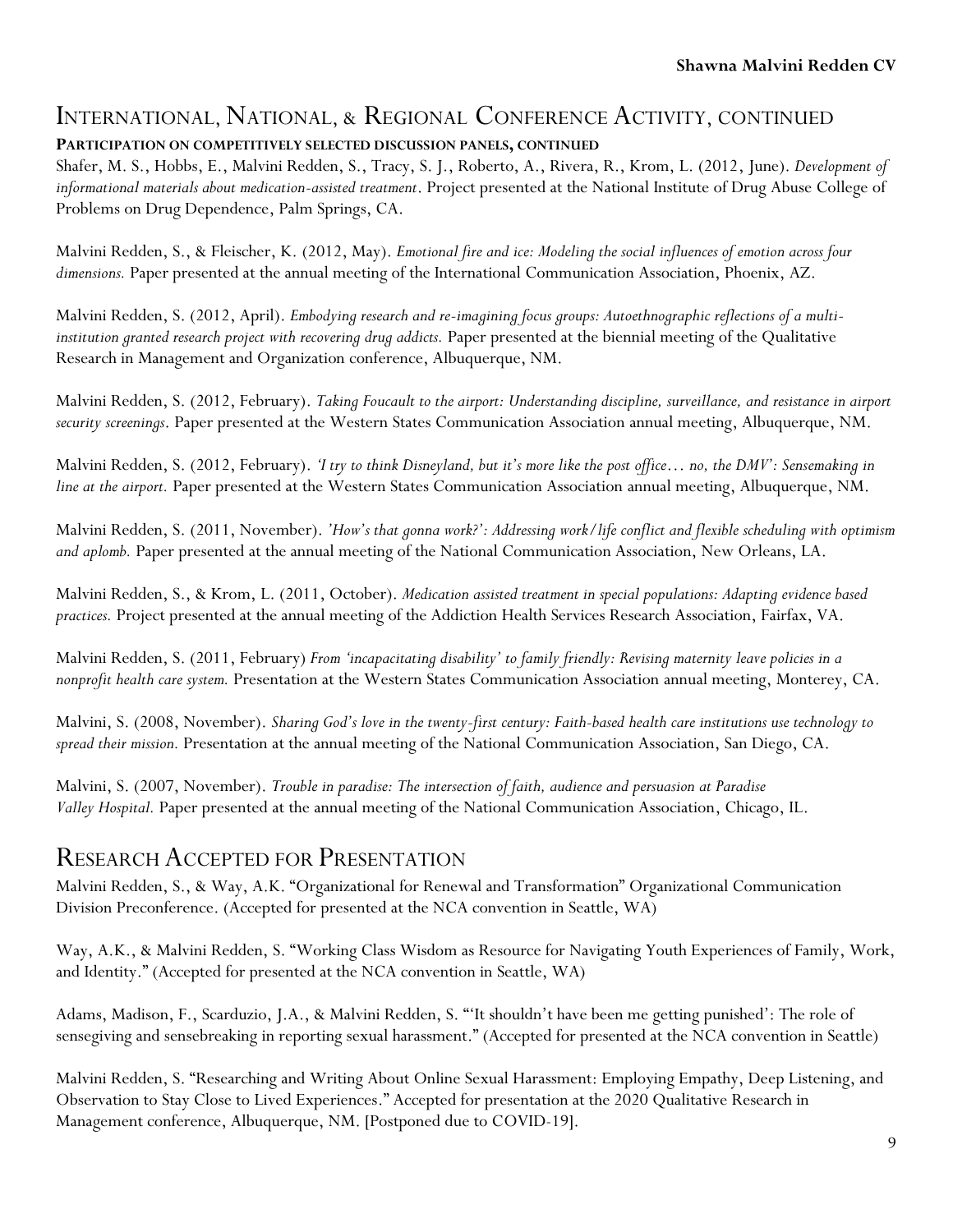## International, National, & Regional Conference Activity, continued

**Participation on competitively selected discussion panels, continued**

Shafer, M. S., Hobbs, E., Malvini Redden, S., Tracy, S. J., Roberto, A., Rivera, R., Krom, L. (2012, June). *Development of informational materials about medication-assisted treatment*. Project presented at the National Institute of Drug Abuse College of Problems on Drug Dependence, Palm Springs, CA.

Malvini Redden, S., & Fleischer, K. (2012, May). *Emotional fire and ice: Modeling the social influences of emotion across four dimensions.* Paper presented at the annual meeting of the International Communication Association, Phoenix, AZ.

Malvini Redden, S. (2012, April). *Embodying research and re-imagining focus groups: Autoethnographic reflections of a multi-institution granted research project with recovering drug addicts.* Paper presented at the biennial meeting of the Qualitative Research in Management and Organization conference, Albuquerque, NM.

Malvini Redden, S. (2012, February). *Taking Foucault to the airport: Understanding discipline, surveillance, and resistance in airport security screenings*. Paper presented at the Western States Communication Association annual meeting, Albuquerque, NM.

Malvini Redden, S. (2012, February). *'I try to think Disneyland, but it's more like the post office… no, the DMV': Sensemaking in line at the airport.* Paper presented at the Western States Communication Association annual meeting, Albuquerque, NM.

Malvini Redden, S. (2011, November). *'How's that gonna work?': Addressing work/life conflict and flexible scheduling with optimism and aplomb.* Paper presented at the annual meeting of the National Communication Association, New Orleans, LA.

Malvini Redden, S., & Krom, L. (2011, October). *Medication assisted treatment in special populations: Adapting evidence based practices.* Project presented at the annual meeting of the Addiction Health Services Research Association, Fairfax, VA.

Malvini Redden, S. (2011, February) *From 'incapacitating disability' to family friendly: Revising maternity leave policies in a nonprofit health care system.* Presentation at the Western States Communication Association annual meeting, Monterey, CA.

Malvini, S. (2008, November). *Sharing God's love in the twenty-first century: Faith-based health care institutions use technology to spread their mission.* Presentation at the annual meeting of the National Communication Association, San Diego, CA.

Malvini, S. (2007, November). *Trouble in paradise: The intersection of faith, audience and persuasion at Paradise Valley Hospital.* Paper presented at the annual meeting of the National Communication Association, Chicago, IL.

## Research Accepted for Presentation

Malvini Redden, S., & Way, A.K. "Organizational for Renewal and Transformation" Organizational Communication Division Preconference. (Accepted for presented at the NCA convention in Seattle, WA)

Way, A.K., & Malvini Redden, S. "Working Class Wisdom as Resource for Navigating Youth Experiences of Family, Work, and Identity." (Accepted for presented at the NCA convention in Seattle, WA)

Adams, Madison, F., Scarduzio, J.A., & Malvini Redden, S. "'It shouldn't have been me getting punished': The role of sensegiving and sensebreaking in reporting sexual harassment." (Accepted for presented at the NCA convention in Seattle)

Malvini Redden, S. "Researching and Writing About Online Sexual Harassment: Employing Empathy, Deep Listening, and Observation to Stay Close to Lived Experiences." Accepted for presentation at the 2020 Qualitative Research in Management conference, Albuquerque, NM. [Postponed due to COVID-19].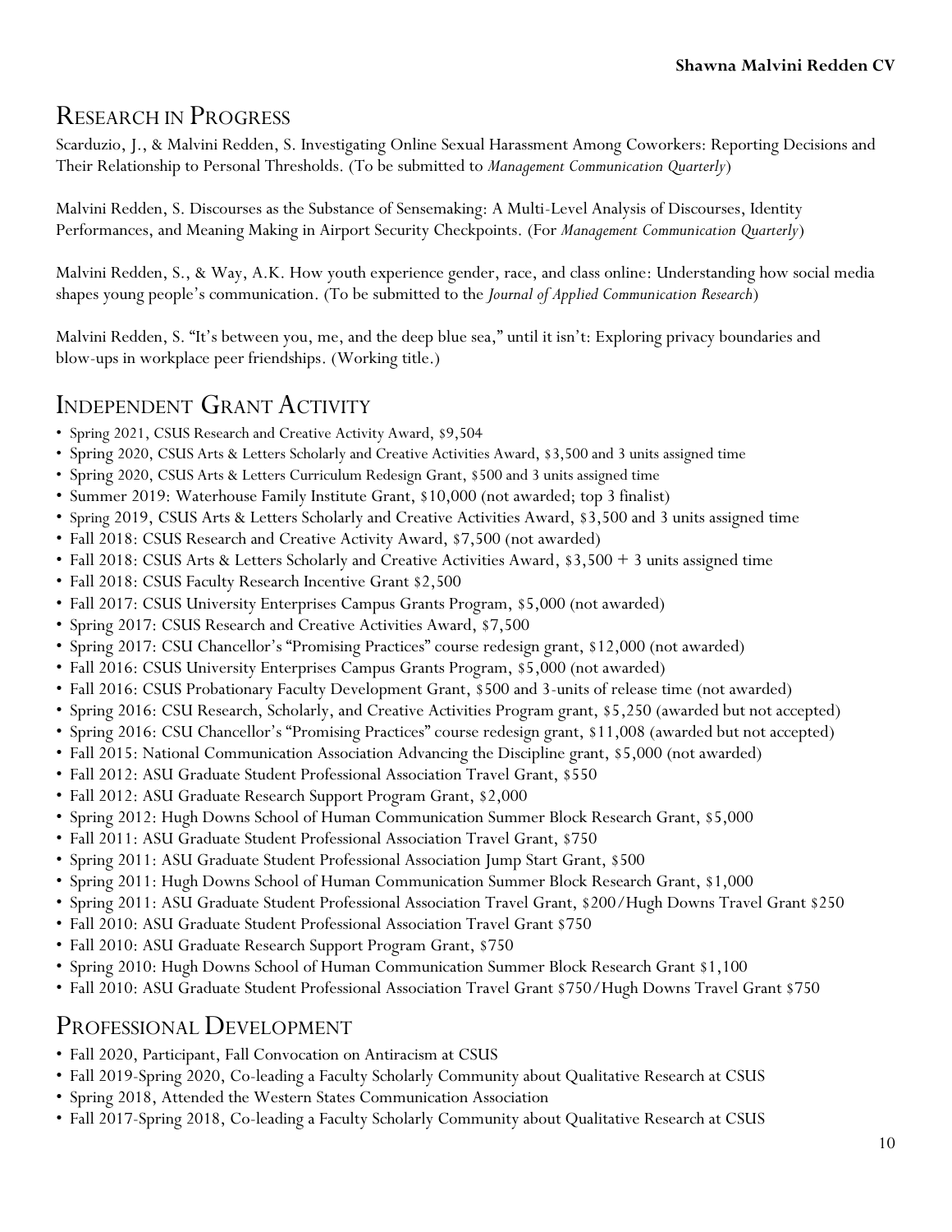## Research in Progress

Scarduzio, J., & Malvini Redden, S. Investigating Online Sexual Harassment Among Coworkers: Reporting Decisions and Their Relationship to Personal Thresholds. (To be submitted to *Management Communication Quarterly*)

Malvini Redden, S. Discourses as the Substance of Sensemaking: A Multi-Level Analysis of Discourses, Identity Performances, and Meaning Making in Airport Security Checkpoints. (For *Management Communication Quarterly*)

Malvini Redden, S., & Way, A.K. How youth experience gender, race, and class online: Understanding how social media shapes young people's communication. (To be submitted to the *Journal of Applied Communication Research*)

Malvini Redden, S. "It's between you, me, and the deep blue sea," until it isn't: Exploring privacy boundaries and blow-ups in workplace peer friendships. (Working title.)

## Independent Grant Activity

- Spring 2021, CSUS Research and Creative Activity Award, $9,504
- Spring 2020, CSUS Arts & Letters Scholarly and Creative Activities Award, $3,500 and 3 units assigned time
- Spring 2020, CSUS Arts & Letters Curriculum Redesign Grant, $500 and 3 units assigned time
- Summer 2019: Waterhouse Family Institute Grant, $10,000 (not awarded; top 3 finalist)
- Spring 2019, CSUS Arts & Letters Scholarly and Creative Activities Award, $3,500 and 3 units assigned time
- Fall 2018: CSUS Research and Creative Activity Award, $7,500 (not awarded)
- Fall 2018: CSUS Arts & Letters Scholarly and Creative Activities Award, $3,500 + 3 units assigned time
- Fall 2018: CSUS Faculty Research Incentive Grant $2,500
- Fall 2017: CSUS University Enterprises Campus Grants Program, $5,000 (not awarded)
- Spring 2017: CSUS Research and Creative Activities Award, $7,500
- Spring 2017: CSU Chancellor's "Promising Practices" course redesign grant, $12,000 (not awarded)
- Fall 2016: CSUS University Enterprises Campus Grants Program, $5,000 (not awarded)
- Fall 2016: CSUS Probationary Faculty Development Grant, $500 and 3-units of release time (not awarded)
- Spring 2016: CSU Research, Scholarly, and Creative Activities Program grant, $5,250 (awarded but not accepted)
- Spring 2016: CSU Chancellor's "Promising Practices" course redesign grant, $11,008 (awarded but not accepted)
- Fall 2015: National Communication Association Advancing the Discipline grant, $5,000 (not awarded)
- Fall 2012: ASU Graduate Student Professional Association Travel Grant, $550
- Fall 2012: ASU Graduate Research Support Program Grant, $2,000
- Spring 2012: Hugh Downs School of Human Communication Summer Block Research Grant, $5,000
- Fall 2011: ASU Graduate Student Professional Association Travel Grant, $750
- Spring 2011: ASU Graduate Student Professional Association Jump Start Grant, $500
- Spring 2011: Hugh Downs School of Human Communication Summer Block Research Grant, $1,000
- Spring 2011: ASU Graduate Student Professional Association Travel Grant, $200/Hugh Downs Travel Grant $250
- Fall 2010: ASU Graduate Student Professional Association Travel Grant $750
- Fall 2010: ASU Graduate Research Support Program Grant, $750
- Spring 2010: Hugh Downs School of Human Communication Summer Block Research Grant $1,100
- Fall 2010: ASU Graduate Student Professional Association Travel Grant $750/Hugh Downs Travel Grant $750

## Professional Development

- Fall 2020, Participant, Fall Convocation on Antiracism at CSUS
- Fall 2019-Spring 2020, Co-leading a Faculty Scholarly Community about Qualitative Research at CSUS
- Spring 2018, Attended the Western States Communication Association
- Fall 2017-Spring 2018, Co-leading a Faculty Scholarly Community about Qualitative Research at CSUS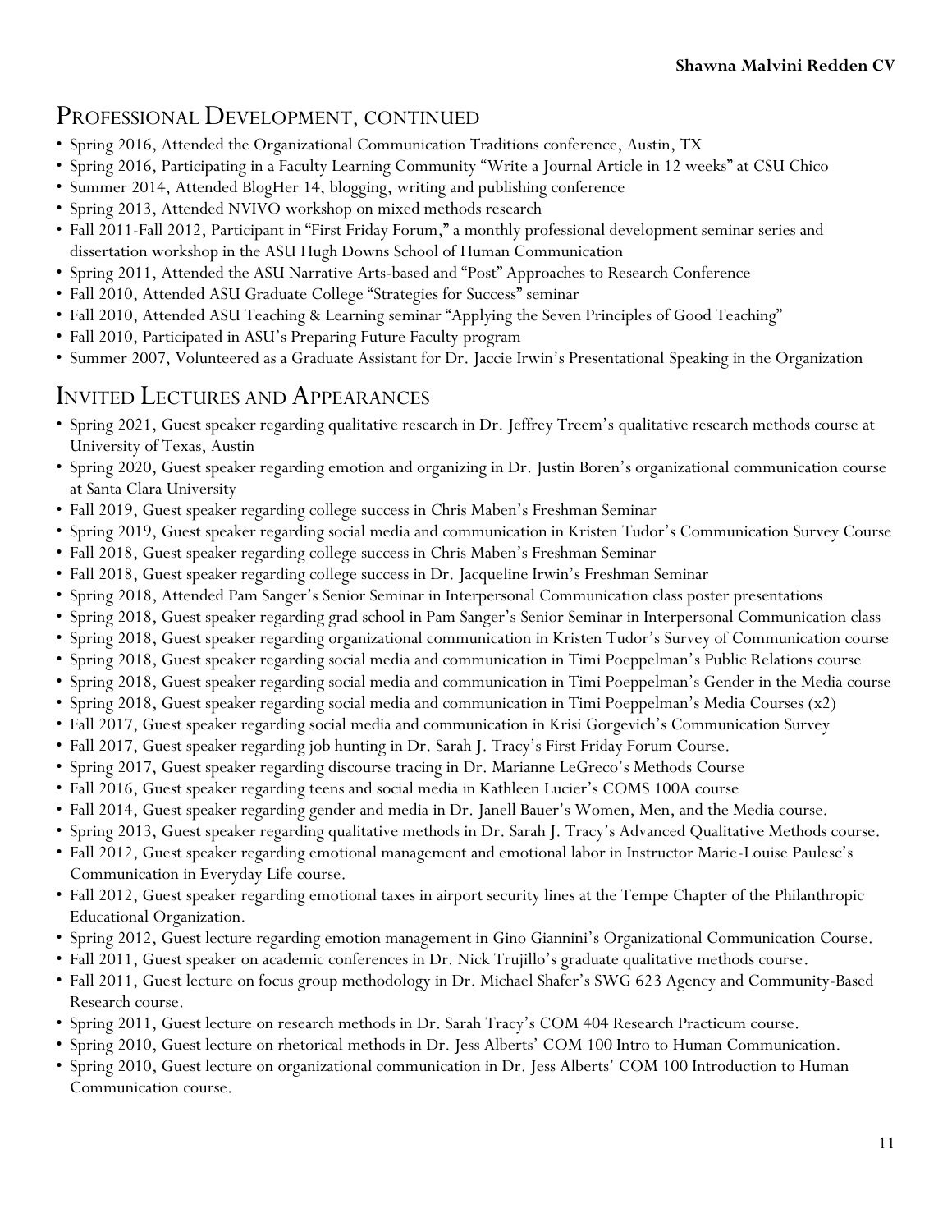## Professional Development, continued

- Spring 2016, Attended the Organizational Communication Traditions conference, Austin, TX
- Spring 2016, Participating in a Faculty Learning Community "Write a Journal Article in 12 weeks" at CSU Chico
- Summer 2014, Attended BlogHer 14, blogging, writing and publishing conference
- Spring 2013, Attended NVIVO workshop on mixed methods research
- Fall 2011-Fall 2012, Participant in "First Friday Forum," a monthly professional development seminar series and dissertation workshop in the ASU Hugh Downs School of Human Communication
- Spring 2011, Attended the ASU Narrative Arts-based and "Post" Approaches to Research Conference
- Fall 2010, Attended ASU Graduate College "Strategies for Success" seminar
- Fall 2010, Attended ASU Teaching & Learning seminar "Applying the Seven Principles of Good Teaching"
- Fall 2010, Participated in ASU's Preparing Future Faculty program
- Summer 2007, Volunteered as a Graduate Assistant for Dr. Jaccie Irwin's Presentational Speaking in the Organization

## Invited Lectures and Appearances

- Spring 2021, Guest speaker regarding qualitative research in Dr. Jeffrey Treem's qualitative research methods course at University of Texas, Austin
- Spring 2020, Guest speaker regarding emotion and organizing in Dr. Justin Boren's organizational communication course at Santa Clara University
- Fall 2019, Guest speaker regarding college success in Chris Maben's Freshman Seminar
- Spring 2019, Guest speaker regarding social media and communication in Kristen Tudor's Communication Survey Course
- Fall 2018, Guest speaker regarding college success in Chris Maben's Freshman Seminar
- Fall 2018, Guest speaker regarding college success in Dr. Jacqueline Irwin's Freshman Seminar
- Spring 2018, Attended Pam Sanger's Senior Seminar in Interpersonal Communication class poster presentations
- Spring 2018, Guest speaker regarding grad school in Pam Sanger's Senior Seminar in Interpersonal Communication class
- Spring 2018, Guest speaker regarding organizational communication in Kristen Tudor's Survey of Communication course
- Spring 2018, Guest speaker regarding social media and communication in Timi Poeppelman's Public Relations course
- Spring 2018, Guest speaker regarding social media and communication in Timi Poeppelman's Gender in the Media course
- Spring 2018, Guest speaker regarding social media and communication in Timi Poeppelman's Media Courses (x2)
- Fall 2017, Guest speaker regarding social media and communication in Krisi Gorgevich's Communication Survey
- Fall 2017, Guest speaker regarding job hunting in Dr. Sarah J. Tracy's First Friday Forum Course.
- Spring 2017, Guest speaker regarding discourse tracing in Dr. Marianne LeGreco's Methods Course
- Fall 2016, Guest speaker regarding teens and social media in Kathleen Lucier's COMS 100A course
- Fall 2014, Guest speaker regarding gender and media in Dr. Janell Bauer's Women, Men, and the Media course.
- Spring 2013, Guest speaker regarding qualitative methods in Dr. Sarah J. Tracy's Advanced Qualitative Methods course.
- Fall 2012, Guest speaker regarding emotional management and emotional labor in Instructor Marie-Louise Paulesc's Communication in Everyday Life course.
- Fall 2012, Guest speaker regarding emotional taxes in airport security lines at the Tempe Chapter of the Philanthropic Educational Organization.
- Spring 2012, Guest lecture regarding emotion management in Gino Giannini's Organizational Communication Course.
- Fall 2011, Guest speaker on academic conferences in Dr. Nick Trujillo's graduate qualitative methods course.
- Fall 2011, Guest lecture on focus group methodology in Dr. Michael Shafer's SWG 623 Agency and Community-Based Research course.
- Spring 2011, Guest lecture on research methods in Dr. Sarah Tracy's COM 404 Research Practicum course.
- Spring 2010, Guest lecture on rhetorical methods in Dr. Jess Alberts' COM 100 Intro to Human Communication.
- Spring 2010, Guest lecture on organizational communication in Dr. Jess Alberts' COM 100 Introduction to Human Communication course.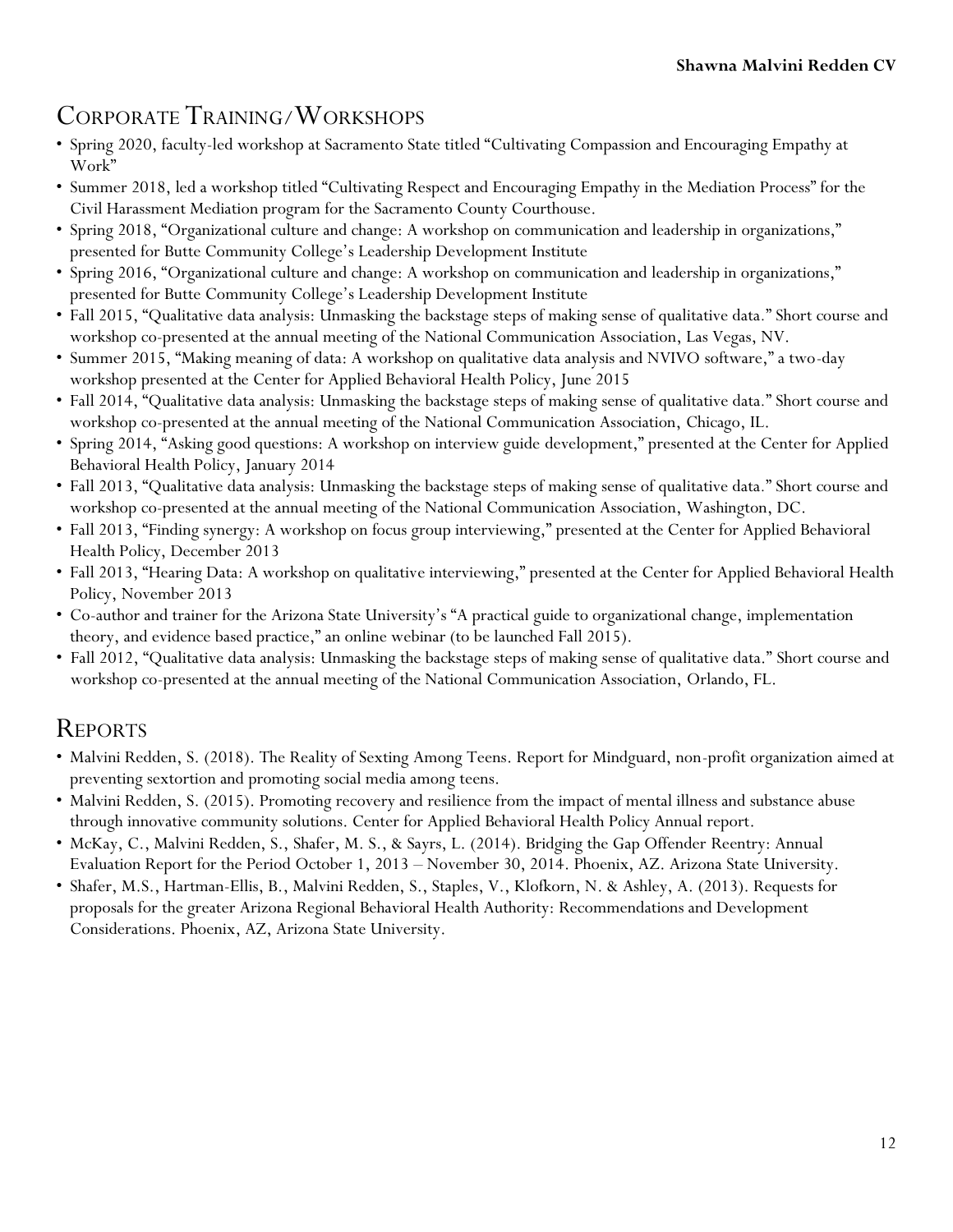## Corporate Training/Workshops

- Spring 2020, faculty-led workshop at Sacramento State titled "Cultivating Compassion and Encouraging Empathy at Work"
- Summer 2018, led a workshop titled "Cultivating Respect and Encouraging Empathy in the Mediation Process" for the Civil Harassment Mediation program for the Sacramento County Courthouse.
- Spring 2018, "Organizational culture and change: A workshop on communication and leadership in organizations," presented for Butte Community College's Leadership Development Institute
- Spring 2016, "Organizational culture and change: A workshop on communication and leadership in organizations," presented for Butte Community College's Leadership Development Institute
- Fall 2015, "Qualitative data analysis: Unmasking the backstage steps of making sense of qualitative data." Short course and workshop co-presented at the annual meeting of the National Communication Association, Las Vegas, NV.
- Summer 2015, "Making meaning of data: A workshop on qualitative data analysis and NVIVO software," a two-day workshop presented at the Center for Applied Behavioral Health Policy, June 2015
- Fall 2014, "Qualitative data analysis: Unmasking the backstage steps of making sense of qualitative data." Short course and workshop co-presented at the annual meeting of the National Communication Association, Chicago, IL.
- Spring 2014, "Asking good questions: A workshop on interview guide development," presented at the Center for Applied Behavioral Health Policy, January 2014
- Fall 2013, "Qualitative data analysis: Unmasking the backstage steps of making sense of qualitative data." Short course and workshop co-presented at the annual meeting of the National Communication Association, Washington, DC.
- Fall 2013, "Finding synergy: A workshop on focus group interviewing," presented at the Center for Applied Behavioral Health Policy, December 2013
- Fall 2013, "Hearing Data: A workshop on qualitative interviewing," presented at the Center for Applied Behavioral Health Policy, November 2013
- Co-author and trainer for the Arizona State University's "A practical guide to organizational change, implementation theory, and evidence based practice," an online webinar (to be launched Fall 2015).
- Fall 2012, "Qualitative data analysis: Unmasking the backstage steps of making sense of qualitative data." Short course and workshop co-presented at the annual meeting of the National Communication Association, Orlando, FL.

## Reports

- Malvini Redden, S. (2018). The Reality of Sexting Among Teens. Report for Mindguard, non-profit organization aimed at preventing sextortion and promoting social media among teens.
- Malvini Redden, S. (2015). Promoting recovery and resilience from the impact of mental illness and substance abuse through innovative community solutions. Center for Applied Behavioral Health Policy Annual report.
- McKay, C., Malvini Redden, S., Shafer, M. S., & Sayrs, L. (2014). Bridging the Gap Offender Reentry: Annual Evaluation Report for the Period October 1, 2013 – November 30, 2014. Phoenix, AZ. Arizona State University.
- Shafer, M.S., Hartman-Ellis, B., Malvini Redden, S., Staples, V., Klofkorn, N. & Ashley, A. (2013). Requests for proposals for the greater Arizona Regional Behavioral Health Authority: Recommendations and Development Considerations. Phoenix, AZ, Arizona State University.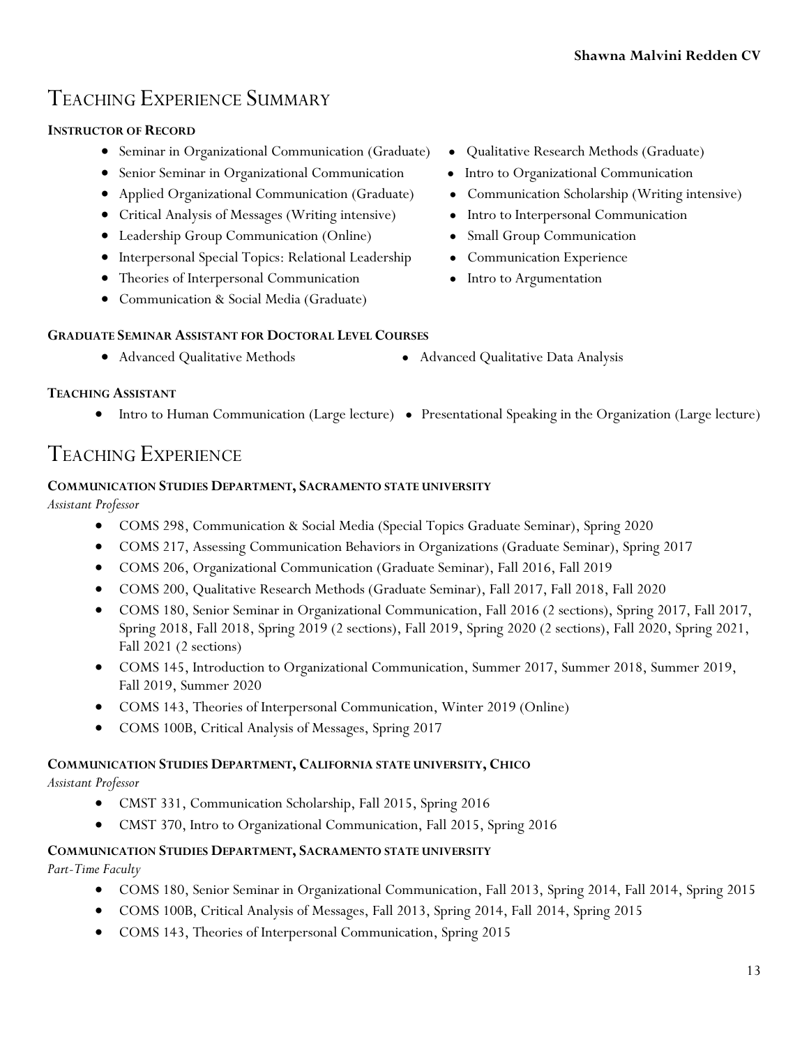# Teaching Experience Summary

**INSTRUCTOR OF RECORD**

- Seminar in Organizational Communication (Graduate)
- Senior Seminar in Organizational Communication
- Applied Organizational Communication (Graduate)
- Critical Analysis of Messages (Writing intensive)
- Leadership Group Communication (Online)
- Interpersonal Special Topics: Relational Leadership
- Theories of Interpersonal Communication
- Communication & Social Media (Graduate)
- Qualitative Research Methods (Graduate)
- Intro to Organizational Communication
- Communication Scholarship (Writing intensive)
- Intro to Interpersonal Communication
- Small Group Communication
- Communication Experience
- Intro to Argumentation

**GRADUATE SEMINAR ASSISTANT FOR DOCTORAL LEVEL COURSES**

- Advanced Qualitative Methods
- Advanced Qualitative Data Analysis

**TEACHING ASSISTANT**

- Intro to Human Communication (Large lecture)
- Presentational Speaking in the Organization (Large lecture)

# Teaching Experience

**COMMUNICATION STUDIES DEPARTMENT, SACRAMENTO STATE UNIVERSITY**

*Assistant Professor*

- COMS 298, Communication & Social Media (Special Topics Graduate Seminar), Spring 2020
- COMS 217, Assessing Communication Behaviors in Organizations (Graduate Seminar), Spring 2017
- COMS 206, Organizational Communication (Graduate Seminar), Fall 2016, Fall 2019
- COMS 200, Qualitative Research Methods (Graduate Seminar), Fall 2017, Fall 2018, Fall 2020
- COMS 180, Senior Seminar in Organizational Communication, Fall 2016 (2 sections), Spring 2017, Fall 2017, Spring 2018, Fall 2018, Spring 2019 (2 sections), Fall 2019, Spring 2020 (2 sections), Fall 2020, Spring 2021, Fall 2021 (2 sections)
- COMS 145, Introduction to Organizational Communication, Summer 2017, Summer 2018, Summer 2019, Fall 2019, Summer 2020
- COMS 143, Theories of Interpersonal Communication, Winter 2019 (Online)
- COMS 100B, Critical Analysis of Messages, Spring 2017

**COMMUNICATION STUDIES DEPARTMENT, CALIFORNIA STATE UNIVERSITY, CHICO**

*Assistant Professor*

- CMST 331, Communication Scholarship, Fall 2015, Spring 2016
- CMST 370, Intro to Organizational Communication, Fall 2015, Spring 2016

**COMMUNICATION STUDIES DEPARTMENT, SACRAMENTO STATE UNIVERSITY**

*Part-Time Faculty*

- COMS 180, Senior Seminar in Organizational Communication, Fall 2013, Spring 2014, Fall 2014, Spring 2015
- COMS 100B, Critical Analysis of Messages, Fall 2013, Spring 2014, Fall 2014, Spring 2015
- COMS 143, Theories of Interpersonal Communication, Spring 2015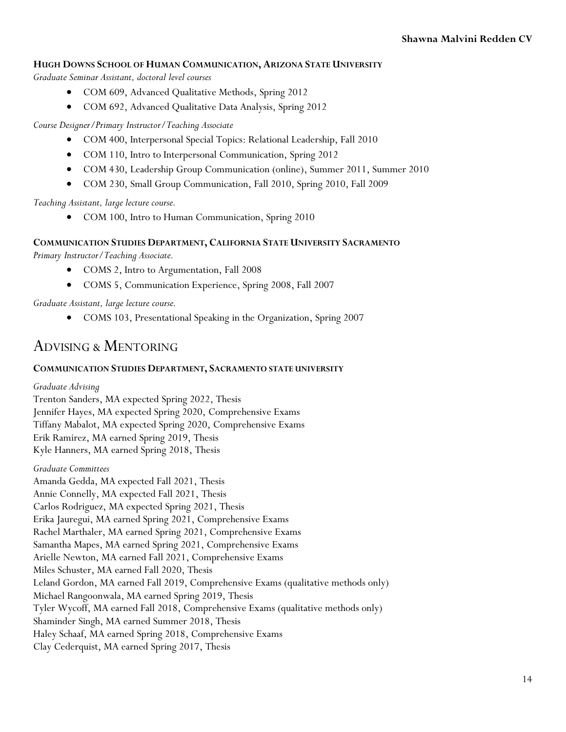**HUGH DOWNS SCHOOL OF HUMAN COMMUNICATION, ARIZONA STATE UNIVERSITY**

*Graduate Seminar Assistant, doctoral level courses*

- COM 609, Advanced Qualitative Methods, Spring 2012
- COM 692, Advanced Qualitative Data Analysis, Spring 2012

*Course Designer/Primary Instructor/Teaching Associate*

- COM 400, Interpersonal Special Topics: Relational Leadership, Fall 2010
- COM 110, Intro to Interpersonal Communication, Spring 2012
- COM 430, Leadership Group Communication (online), Summer 2011, Summer 2010
- COM 230, Small Group Communication, Fall 2010, Spring 2010, Fall 2009

*Teaching Assistant, large lecture course.*

- COM 100, Intro to Human Communication, Spring 2010

**COMMUNICATION STUDIES DEPARTMENT, CALIFORNIA STATE UNIVERSITY SACRAMENTO**

*Primary Instructor/Teaching Associate.*

- COMS 2, Intro to Argumentation, Fall 2008
- COMS 5, Communication Experience, Spring 2008, Fall 2007

*Graduate Assistant, large lecture course.*

- COMS 103, Presentational Speaking in the Organization, Spring 2007

# ADVISING & MENTORING

**COMMUNICATION STUDIES DEPARTMENT, SACRAMENTO STATE UNIVERSITY**

*Graduate Advising*

Trenton Sanders, MA expected Spring 2022, Thesis
Jennifer Hayes, MA expected Spring 2020, Comprehensive Exams
Tiffany Mabalot, MA expected Spring 2020, Comprehensive Exams
Erik Ramirez, MA earned Spring 2019, Thesis
Kyle Hanners, MA earned Spring 2018, Thesis

*Graduate Committees*

Amanda Gedda, MA expected Fall 2021, Thesis
Annie Connelly, MA expected Fall 2021, Thesis
Carlos Rodriguez, MA expected Spring 2021, Thesis
Erika Jauregui, MA earned Spring 2021, Comprehensive Exams
Rachel Marthaler, MA earned Spring 2021, Comprehensive Exams
Samantha Mapes, MA earned Spring 2021, Comprehensive Exams
Arielle Newton, MA earned Fall 2021, Comprehensive Exams
Miles Schuster, MA earned Fall 2020, Thesis
Leland Gordon, MA earned Fall 2019, Comprehensive Exams (qualitative methods only)
Michael Rangoonwala, MA earned Spring 2019, Thesis
Tyler Wycoff, MA earned Fall 2018, Comprehensive Exams (qualitative methods only)
Shaminder Singh, MA earned Summer 2018, Thesis
Haley Schaaf, MA earned Spring 2018, Comprehensive Exams
Clay Cederquist, MA earned Spring 2017, Thesis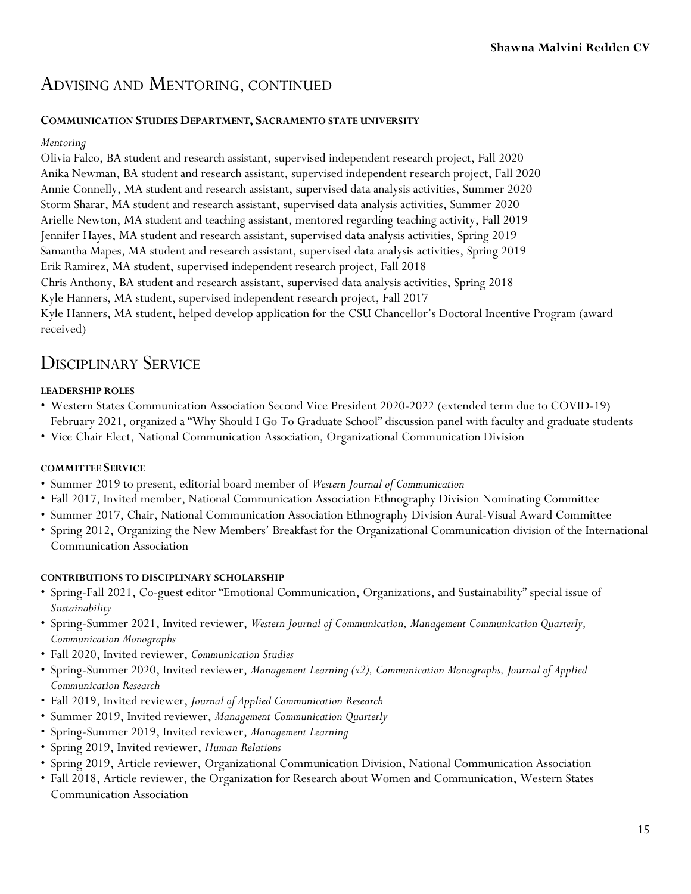## Advising and Mentoring, continued

#### Communication Studies Department, Sacramento State University

*Mentoring*

Olivia Falco, BA student and research assistant, supervised independent research project, Fall 2020
Anika Newman, BA student and research assistant, supervised independent research project, Fall 2020
Annie Connelly, MA student and research assistant, supervised data analysis activities, Summer 2020
Storm Sharar, MA student and research assistant, supervised data analysis activities, Summer 2020
Arielle Newton, MA student and teaching assistant, mentored regarding teaching activity, Fall 2019
Jennifer Hayes, MA student and research assistant, supervised data analysis activities, Spring 2019
Samantha Mapes, MA student and research assistant, supervised data analysis activities, Spring 2019
Erik Ramirez, MA student, supervised independent research project, Fall 2018
Chris Anthony, BA student and research assistant, supervised data analysis activities, Spring 2018
Kyle Hanners, MA student, supervised independent research project, Fall 2017
Kyle Hanners, MA student, helped develop application for the CSU Chancellor's Doctoral Incentive Program (award received)

## Disciplinary Service

#### Leadership Roles

- Western States Communication Association Second Vice President 2020-2022 (extended term due to COVID-19) February 2021, organized a "Why Should I Go To Graduate School" discussion panel with faculty and graduate students
- Vice Chair Elect, National Communication Association, Organizational Communication Division

#### Committee Service

- Summer 2019 to present, editorial board member of *Western Journal of Communication*
- Fall 2017, Invited member, National Communication Association Ethnography Division Nominating Committee
- Summer 2017, Chair, National Communication Association Ethnography Division Aural-Visual Award Committee
- Spring 2012, Organizing the New Members' Breakfast for the Organizational Communication division of the International Communication Association

#### Contributions to Disciplinary Scholarship

- Spring-Fall 2021, Co-guest editor "Emotional Communication, Organizations, and Sustainability" special issue of *Sustainability*
- Spring-Summer 2021, Invited reviewer, *Western Journal of Communication, Management Communication Quarterly, Communication Monographs*
- Fall 2020, Invited reviewer, *Communication Studies*
- Spring-Summer 2020, Invited reviewer, *Management Learning (x2), Communication Monographs, Journal of Applied Communication Research*
- Fall 2019, Invited reviewer, *Journal of Applied Communication Research*
- Summer 2019, Invited reviewer, *Management Communication Quarterly*
- Spring-Summer 2019, Invited reviewer, *Management Learning*
- Spring 2019, Invited reviewer, *Human Relations*
- Spring 2019, Article reviewer, Organizational Communication Division, National Communication Association
- Fall 2018, Article reviewer, the Organization for Research about Women and Communication, Western States Communication Association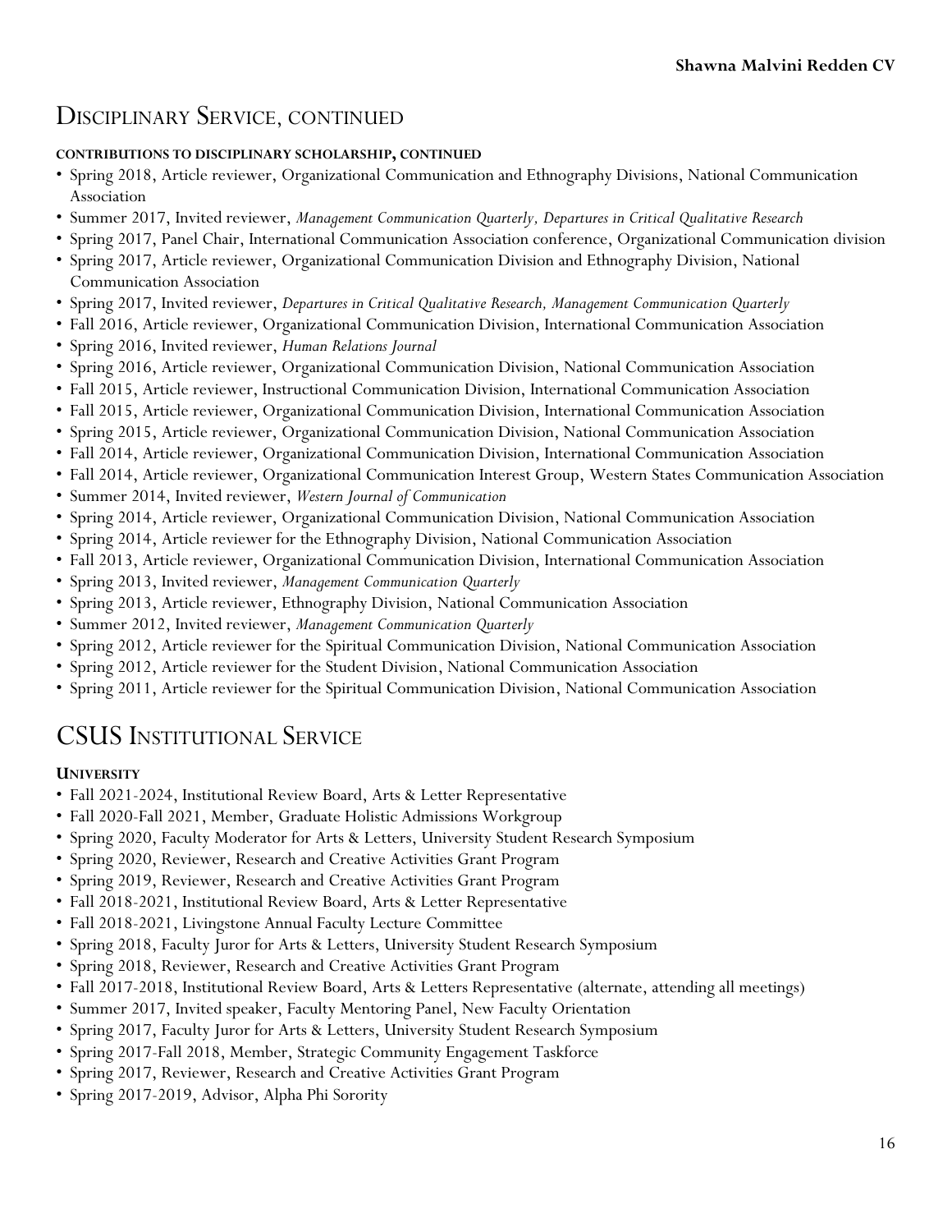# Disciplinary Service, continued

**CONTRIBUTIONS TO DISCIPLINARY SCHOLARSHIP, CONTINUED**

- Spring 2018, Article reviewer, Organizational Communication and Ethnography Divisions, National Communication Association
- Summer 2017, Invited reviewer, *Management Communication Quarterly, Departures in Critical Qualitative Research*
- Spring 2017, Panel Chair, International Communication Association conference, Organizational Communication division
- Spring 2017, Article reviewer, Organizational Communication Division and Ethnography Division, National Communication Association
- Spring 2017, Invited reviewer, *Departures in Critical Qualitative Research, Management Communication Quarterly*
- Fall 2016, Article reviewer, Organizational Communication Division, International Communication Association
- Spring 2016, Invited reviewer, *Human Relations Journal*
- Spring 2016, Article reviewer, Organizational Communication Division, National Communication Association
- Fall 2015, Article reviewer, Instructional Communication Division, International Communication Association
- Fall 2015, Article reviewer, Organizational Communication Division, International Communication Association
- Spring 2015, Article reviewer, Organizational Communication Division, National Communication Association
- Fall 2014, Article reviewer, Organizational Communication Division, International Communication Association
- Fall 2014, Article reviewer, Organizational Communication Interest Group, Western States Communication Association
- Summer 2014, Invited reviewer, *Western Journal of Communication*
- Spring 2014, Article reviewer, Organizational Communication Division, National Communication Association
- Spring 2014, Article reviewer for the Ethnography Division, National Communication Association
- Fall 2013, Article reviewer, Organizational Communication Division, International Communication Association
- Spring 2013, Invited reviewer, *Management Communication Quarterly*
- Spring 2013, Article reviewer, Ethnography Division, National Communication Association
- Summer 2012, Invited reviewer, *Management Communication Quarterly*
- Spring 2012, Article reviewer for the Spiritual Communication Division, National Communication Association
- Spring 2012, Article reviewer for the Student Division, National Communication Association
- Spring 2011, Article reviewer for the Spiritual Communication Division, National Communication Association

# CSUS Institutional Service

**UNIVERSITY**

- Fall 2021-2024, Institutional Review Board, Arts & Letter Representative
- Fall 2020-Fall 2021, Member, Graduate Holistic Admissions Workgroup
- Spring 2020, Faculty Moderator for Arts & Letters, University Student Research Symposium
- Spring 2020, Reviewer, Research and Creative Activities Grant Program
- Spring 2019, Reviewer, Research and Creative Activities Grant Program
- Fall 2018-2021, Institutional Review Board, Arts & Letter Representative
- Fall 2018-2021, Livingstone Annual Faculty Lecture Committee
- Spring 2018, Faculty Juror for Arts & Letters, University Student Research Symposium
- Spring 2018, Reviewer, Research and Creative Activities Grant Program
- Fall 2017-2018, Institutional Review Board, Arts & Letters Representative (alternate, attending all meetings)
- Summer 2017, Invited speaker, Faculty Mentoring Panel, New Faculty Orientation
- Spring 2017, Faculty Juror for Arts & Letters, University Student Research Symposium
- Spring 2017-Fall 2018, Member, Strategic Community Engagement Taskforce
- Spring 2017, Reviewer, Research and Creative Activities Grant Program
- Spring 2017-2019, Advisor, Alpha Phi Sorority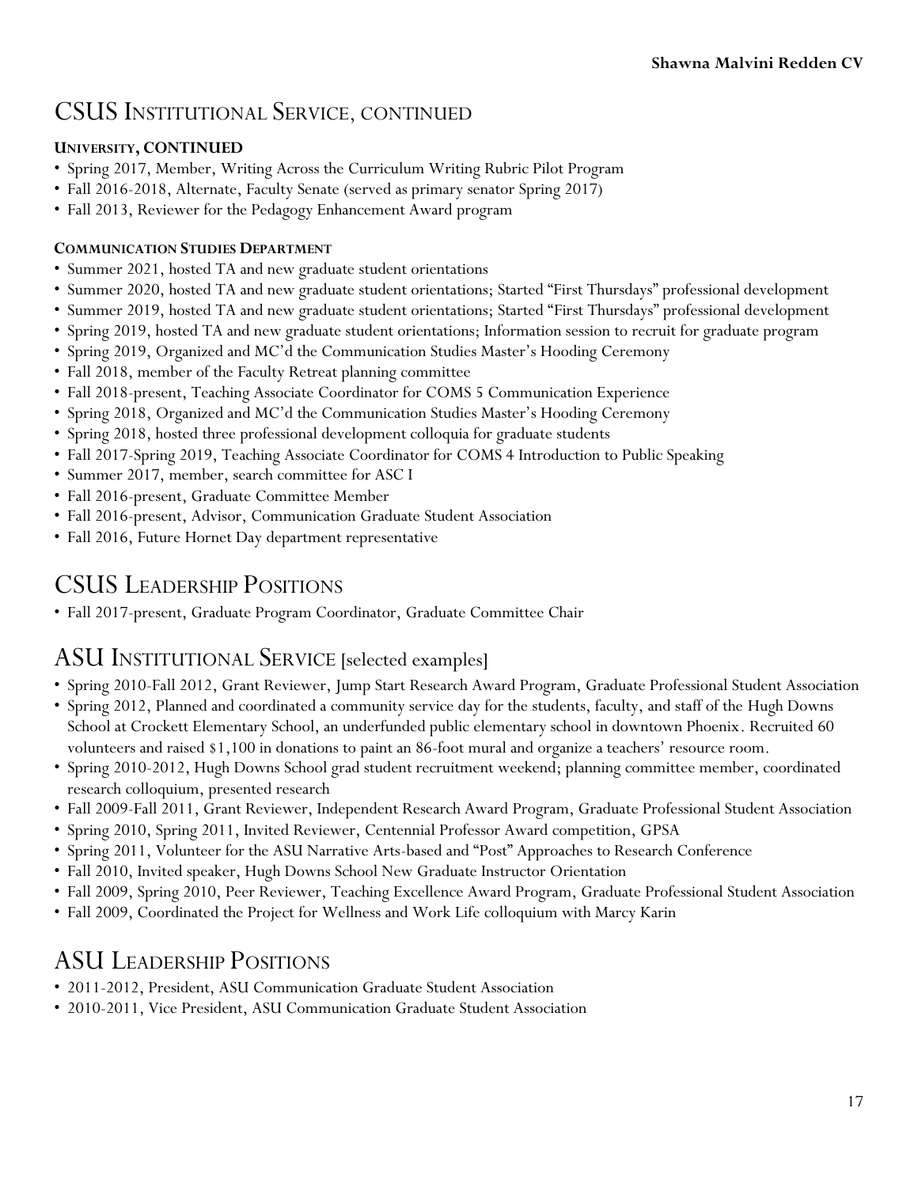## CSUS Institutional Service, continued

**UNIVERSITY, CONTINUED**

- Spring 2017, Member, Writing Across the Curriculum Writing Rubric Pilot Program
- Fall 2016-2018, Alternate, Faculty Senate (served as primary senator Spring 2017)
- Fall 2013, Reviewer for the Pedagogy Enhancement Award program

**COMMUNICATION STUDIES DEPARTMENT**

- Summer 2021, hosted TA and new graduate student orientations
- Summer 2020, hosted TA and new graduate student orientations; Started "First Thursdays" professional development
- Summer 2019, hosted TA and new graduate student orientations; Started "First Thursdays" professional development
- Spring 2019, hosted TA and new graduate student orientations; Information session to recruit for graduate program
- Spring 2019, Organized and MC'd the Communication Studies Master's Hooding Ceremony
- Fall 2018, member of the Faculty Retreat planning committee
- Fall 2018-present, Teaching Associate Coordinator for COMS 5 Communication Experience
- Spring 2018, Organized and MC'd the Communication Studies Master's Hooding Ceremony
- Spring 2018, hosted three professional development colloquia for graduate students
- Fall 2017-Spring 2019, Teaching Associate Coordinator for COMS 4 Introduction to Public Speaking
- Summer 2017, member, search committee for ASC I
- Fall 2016-present, Graduate Committee Member
- Fall 2016-present, Advisor, Communication Graduate Student Association
- Fall 2016, Future Hornet Day department representative

## CSUS Leadership Positions

- Fall 2017-present, Graduate Program Coordinator, Graduate Committee Chair

## ASU Institutional Service [selected examples]

- Spring 2010-Fall 2012, Grant Reviewer, Jump Start Research Award Program, Graduate Professional Student Association
- Spring 2012, Planned and coordinated a community service day for the students, faculty, and staff of the Hugh Downs School at Crockett Elementary School, an underfunded public elementary school in downtown Phoenix. Recruited 60 volunteers and raised $1,100 in donations to paint an 86-foot mural and organize a teachers' resource room.
- Spring 2010-2012, Hugh Downs School grad student recruitment weekend; planning committee member, coordinated research colloquium, presented research
- Fall 2009-Fall 2011, Grant Reviewer, Independent Research Award Program, Graduate Professional Student Association
- Spring 2010, Spring 2011, Invited Reviewer, Centennial Professor Award competition, GPSA
- Spring 2011, Volunteer for the ASU Narrative Arts-based and "Post" Approaches to Research Conference
- Fall 2010, Invited speaker, Hugh Downs School New Graduate Instructor Orientation
- Fall 2009, Spring 2010, Peer Reviewer, Teaching Excellence Award Program, Graduate Professional Student Association
- Fall 2009, Coordinated the Project for Wellness and Work Life colloquium with Marcy Karin

## ASU Leadership Positions

- 2011-2012, President, ASU Communication Graduate Student Association
- 2010-2011, Vice President, ASU Communication Graduate Student Association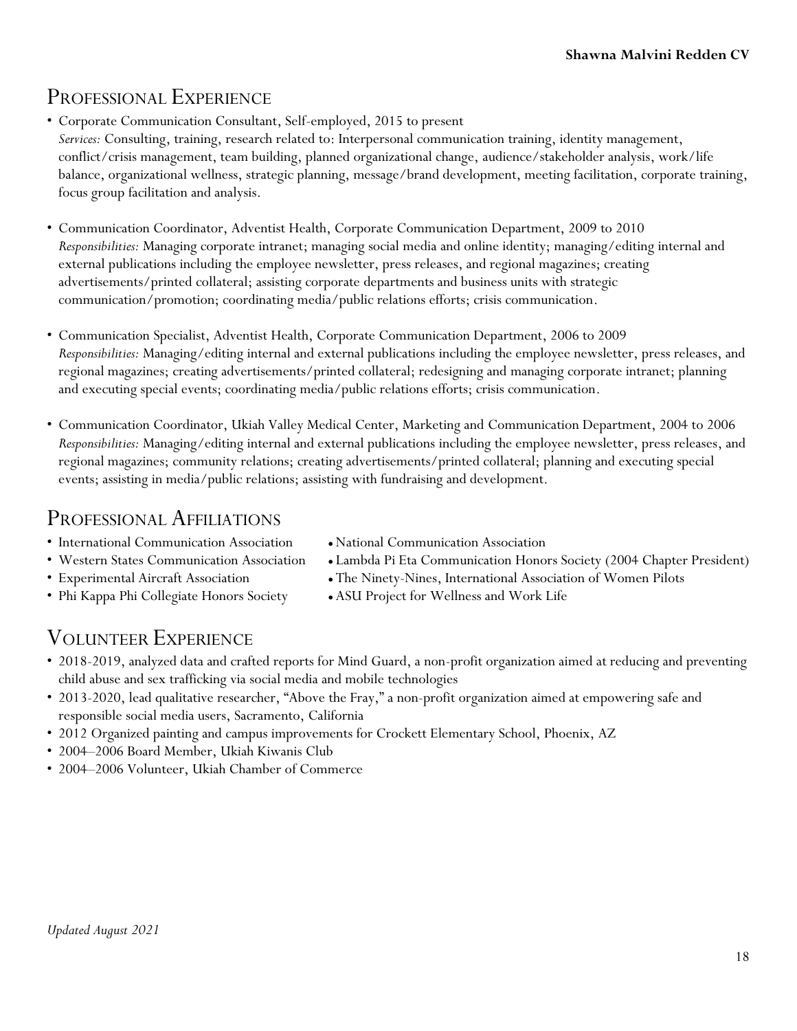## Professional Experience

- Corporate Communication Consultant, Self-employed, 2015 to present
  *Services:* Consulting, training, research related to: Interpersonal communication training, identity management, conflict/crisis management, team building, planned organizational change, audience/stakeholder analysis, work/life balance, organizational wellness, strategic planning, message/brand development, meeting facilitation, corporate training, focus group facilitation and analysis.

- Communication Coordinator, Adventist Health, Corporate Communication Department, 2009 to 2010
  *Responsibilities:* Managing corporate intranet; managing social media and online identity; managing/editing internal and external publications including the employee newsletter, press releases, and regional magazines; creating advertisements/printed collateral; assisting corporate departments and business units with strategic communication/promotion; coordinating media/public relations efforts; crisis communication.

- Communication Specialist, Adventist Health, Corporate Communication Department, 2006 to 2009
  *Responsibilities:* Managing/editing internal and external publications including the employee newsletter, press releases, and regional magazines; creating advertisements/printed collateral; redesigning and managing corporate intranet; planning and executing special events; coordinating media/public relations efforts; crisis communication.

- Communication Coordinator, Ukiah Valley Medical Center, Marketing and Communication Department, 2004 to 2006
  *Responsibilities:* Managing/editing internal and external publications including the employee newsletter, press releases, and regional magazines; community relations; creating advertisements/printed collateral; planning and executing special events; assisting in media/public relations; assisting with fundraising and development.

## Professional Affiliations

- International Communication Association
- Western States Communication Association
- Experimental Aircraft Association
- Phi Kappa Phi Collegiate Honors Society
- National Communication Association
- Lambda Pi Eta Communication Honors Society (2004 Chapter President)
- The Ninety-Nines, International Association of Women Pilots
- ASU Project for Wellness and Work Life

## Volunteer Experience

- 2018-2019, analyzed data and crafted reports for Mind Guard, a non-profit organization aimed at reducing and preventing child abuse and sex trafficking via social media and mobile technologies
- 2013-2020, lead qualitative researcher, "Above the Fray," a non-profit organization aimed at empowering safe and responsible social media users, Sacramento, California
- 2012 Organized painting and campus improvements for Crockett Elementary School, Phoenix, AZ
- 2004–2006 Board Member, Ukiah Kiwanis Club
- 2004–2006 Volunteer, Ukiah Chamber of Commerce

*Updated August 2021*